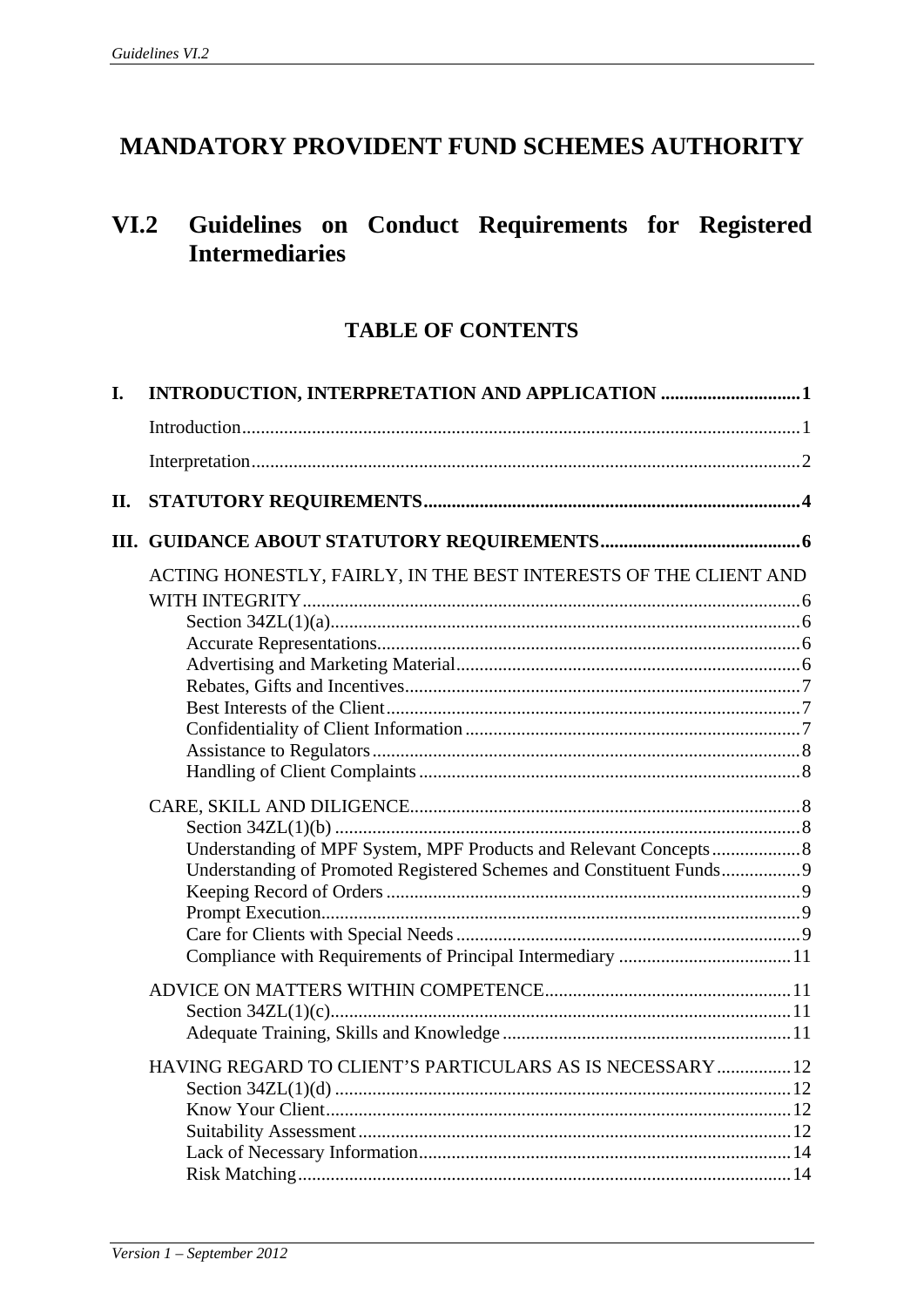# MANDATORY PROVIDENT FUND SCHEMES AUTHORITY

## VI.2 Guidelines on Conduct Requirements for Registered Intermediaries

### TABLE OF CONTENTS

**I. INTRODUCTION, INTERPRETATION AND APPLICATION** .......... 1

- Introduction .......... 1
- Interpretation .......... 2

**II. STATUTORY REQUIREMENTS** .......... 4

**III. GUIDANCE ABOUT STATUTORY REQUIREMENTS** .......... 6

ACTING HONESTLY, FAIRLY, IN THE BEST INTERESTS OF THE CLIENT AND WITH INTEGRITY .......... 6

- Section 34ZL(1)(a) .......... 6
- Accurate Representations .......... 6
- Advertising and Marketing Material .......... 6
- Rebates, Gifts and Incentives .......... 7
- Best Interests of the Client .......... 7
- Confidentiality of Client Information .......... 7
- Assistance to Regulators .......... 8
- Handling of Client Complaints .......... 8

CARE, SKILL AND DILIGENCE .......... 8

- Section 34ZL(1)(b) .......... 8
- Understanding of MPF System, MPF Products and Relevant Concepts .......... 8
- Understanding of Promoted Registered Schemes and Constituent Funds .......... 9
- Keeping Record of Orders .......... 9
- Prompt Execution .......... 9
- Care for Clients with Special Needs .......... 9
- Compliance with Requirements of Principal Intermediary .......... 11

ADVICE ON MATTERS WITHIN COMPETENCE .......... 11

- Section 34ZL(1)(c) .......... 11
- Adequate Training, Skills and Knowledge .......... 11

HAVING REGARD TO CLIENT'S PARTICULARS AS IS NECESSARY .......... 12

- Section 34ZL(1)(d) .......... 12
- Know Your Client .......... 12
- Suitability Assessment .......... 12
- Lack of Necessary Information .......... 14
- Risk Matching .......... 14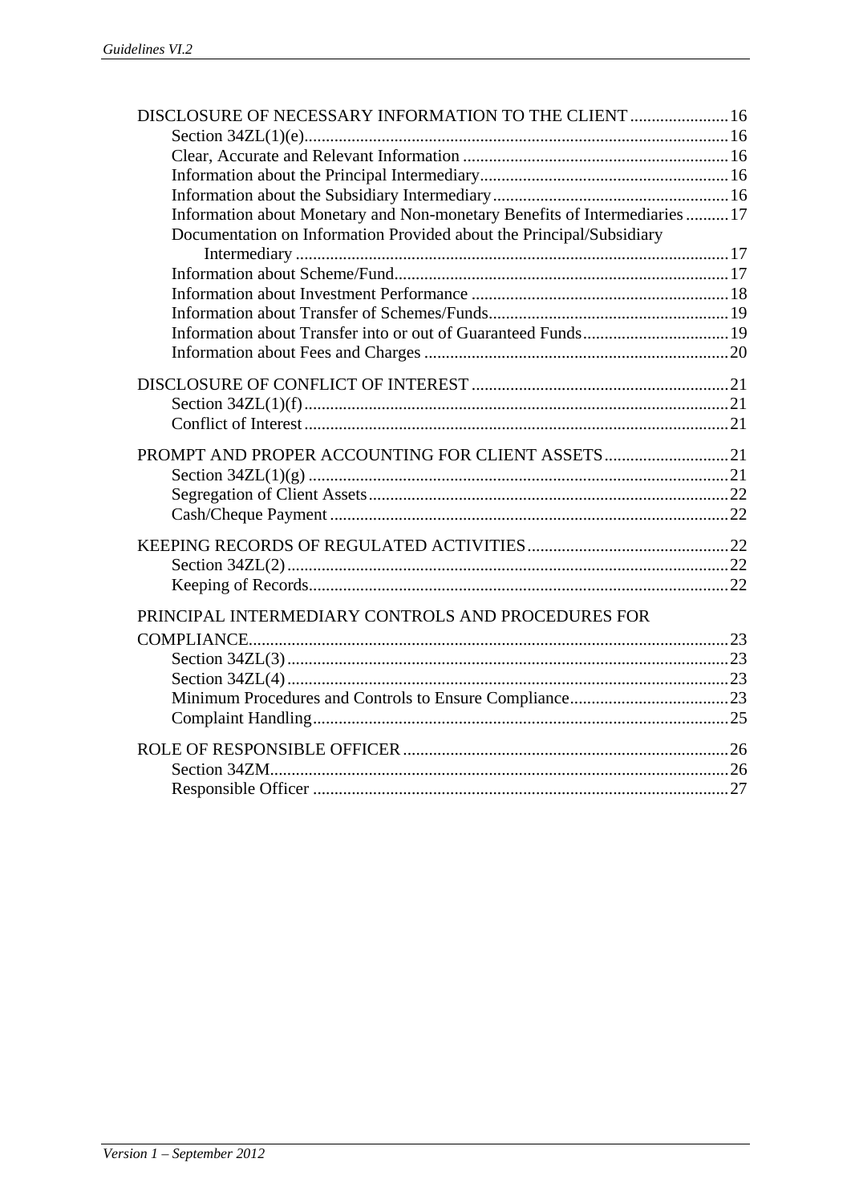DISCLOSURE OF NECESSARY INFORMATION TO THE CLIENT ....................... 16
- Section 34ZL(1)(e) .................................................................................... 16
- Clear, Accurate and Relevant Information ............................................... 16
- Information about the Principal Intermediary .......................................... 16
- Information about the Subsidiary Intermediary ....................................... 16
- Information about Monetary and Non-monetary Benefits of Intermediaries .......... 17
- Documentation on Information Provided about the Principal/Subsidiary Intermediary ..................................................................................... 17
- Information about Scheme/Fund ............................................................. 17
- Information about Investment Performance ............................................ 18
- Information about Transfer of Schemes/Funds ........................................ 19
- Information about Transfer into or out of Guaranteed Funds .................. 19
- Information about Fees and Charges ....................................................... 20

DISCLOSURE OF CONFLICT OF INTEREST ............................................ 21
- Section 34ZL(1)(f) .................................................................................... 21
- Conflict of Interest .................................................................................... 21

PROMPT AND PROPER ACCOUNTING FOR CLIENT ASSETS ............................ 21
- Section 34ZL(1)(g) ................................................................................... 21
- Segregation of Client Assets .................................................................... 22
- Cash/Cheque Payment ............................................................................. 22

KEEPING RECORDS OF REGULATED ACTIVITIES ............................................... 22
- Section 34ZL(2) ........................................................................................ 22
- Keeping of Records .................................................................................. 22

PRINCIPAL INTERMEDIARY CONTROLS AND PROCEDURES FOR COMPLIANCE ................................................................................................. 23
- Section 34ZL(3) ........................................................................................ 23
- Section 34ZL(4) ........................................................................................ 23
- Minimum Procedures and Controls to Ensure Compliance ..................... 23
- Complaint Handling .................................................................................. 25

ROLE OF RESPONSIBLE OFFICER ............................................................ 26
- Section 34ZM ............................................................................................ 26
- Responsible Officer .................................................................................. 27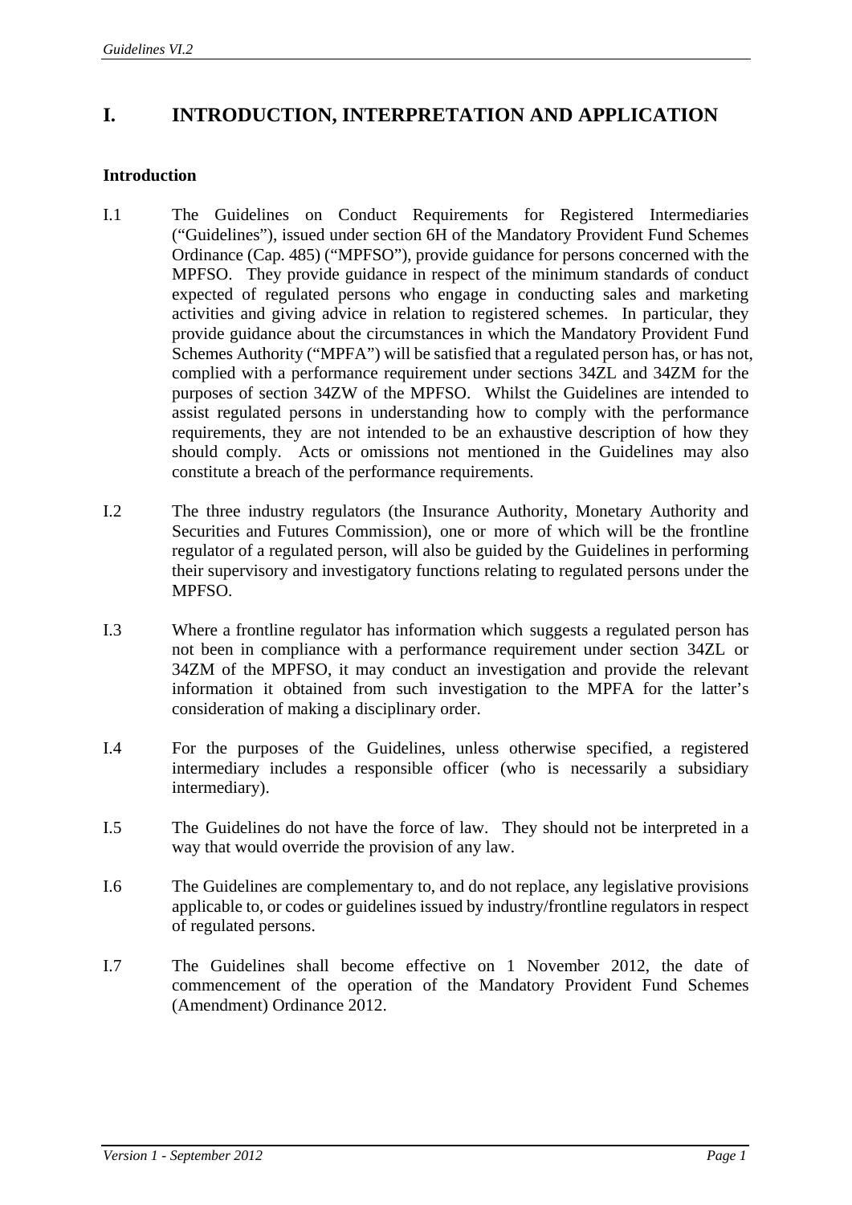# I. INTRODUCTION, INTERPRETATION AND APPLICATION

**Introduction**

I.1 The Guidelines on Conduct Requirements for Registered Intermediaries ("Guidelines"), issued under section 6H of the Mandatory Provident Fund Schemes Ordinance (Cap. 485) ("MPFSO"), provide guidance for persons concerned with the MPFSO. They provide guidance in respect of the minimum standards of conduct expected of regulated persons who engage in conducting sales and marketing activities and giving advice in relation to registered schemes. In particular, they provide guidance about the circumstances in which the Mandatory Provident Fund Schemes Authority ("MPFA") will be satisfied that a regulated person has, or has not, complied with a performance requirement under sections 34ZL and 34ZM for the purposes of section 34ZW of the MPFSO. Whilst the Guidelines are intended to assist regulated persons in understanding how to comply with the performance requirements, they are not intended to be an exhaustive description of how they should comply. Acts or omissions not mentioned in the Guidelines may also constitute a breach of the performance requirements.

I.2 The three industry regulators (the Insurance Authority, Monetary Authority and Securities and Futures Commission), one or more of which will be the frontline regulator of a regulated person, will also be guided by the Guidelines in performing their supervisory and investigatory functions relating to regulated persons under the MPFSO.

I.3 Where a frontline regulator has information which suggests a regulated person has not been in compliance with a performance requirement under section 34ZL or 34ZM of the MPFSO, it may conduct an investigation and provide the relevant information it obtained from such investigation to the MPFA for the latter's consideration of making a disciplinary order.

I.4 For the purposes of the Guidelines, unless otherwise specified, a registered intermediary includes a responsible officer (who is necessarily a subsidiary intermediary).

I.5 The Guidelines do not have the force of law. They should not be interpreted in a way that would override the provision of any law.

I.6 The Guidelines are complementary to, and do not replace, any legislative provisions applicable to, or codes or guidelines issued by industry/frontline regulators in respect of regulated persons.

I.7 The Guidelines shall become effective on 1 November 2012, the date of commencement of the operation of the Mandatory Provident Fund Schemes (Amendment) Ordinance 2012.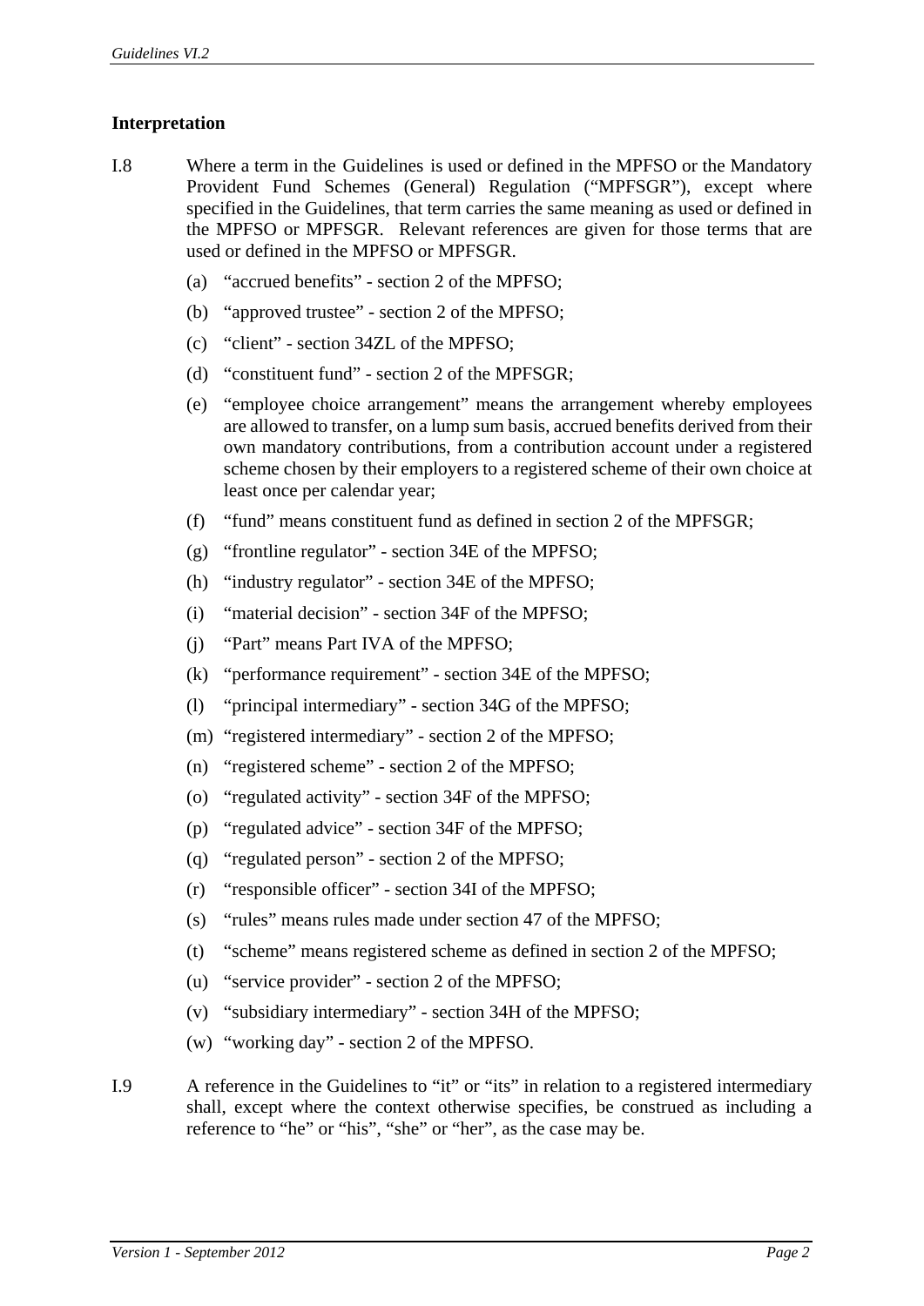## Interpretation

I.8 Where a term in the Guidelines is used or defined in the MPFSO or the Mandatory Provident Fund Schemes (General) Regulation ("MPFSGR"), except where specified in the Guidelines, that term carries the same meaning as used or defined in the MPFSO or MPFSGR. Relevant references are given for those terms that are used or defined in the MPFSO or MPFSGR.

(a) "accrued benefits" - section 2 of the MPFSO;

(b) "approved trustee" - section 2 of the MPFSO;

(c) "client" - section 34ZL of the MPFSO;

(d) "constituent fund" - section 2 of the MPFSGR;

(e) "employee choice arrangement" means the arrangement whereby employees are allowed to transfer, on a lump sum basis, accrued benefits derived from their own mandatory contributions, from a contribution account under a registered scheme chosen by their employers to a registered scheme of their own choice at least once per calendar year;

(f) "fund" means constituent fund as defined in section 2 of the MPFSGR;

(g) "frontline regulator" - section 34E of the MPFSO;

(h) "industry regulator" - section 34E of the MPFSO;

(i) "material decision" - section 34F of the MPFSO;

(j) "Part" means Part IVA of the MPFSO;

(k) "performance requirement" - section 34E of the MPFSO;

(l) "principal intermediary" - section 34G of the MPFSO;

(m) "registered intermediary" - section 2 of the MPFSO;

(n) "registered scheme" - section 2 of the MPFSO;

(o) "regulated activity" - section 34F of the MPFSO;

(p) "regulated advice" - section 34F of the MPFSO;

(q) "regulated person" - section 2 of the MPFSO;

(r) "responsible officer" - section 34I of the MPFSO;

(s) "rules" means rules made under section 47 of the MPFSO;

(t) "scheme" means registered scheme as defined in section 2 of the MPFSO;

(u) "service provider" - section 2 of the MPFSO;

(v) "subsidiary intermediary" - section 34H of the MPFSO;

(w) "working day" - section 2 of the MPFSO.

I.9 A reference in the Guidelines to "it" or "its" in relation to a registered intermediary shall, except where the context otherwise specifies, be construed as including a reference to "he" or "his", "she" or "her", as the case may be.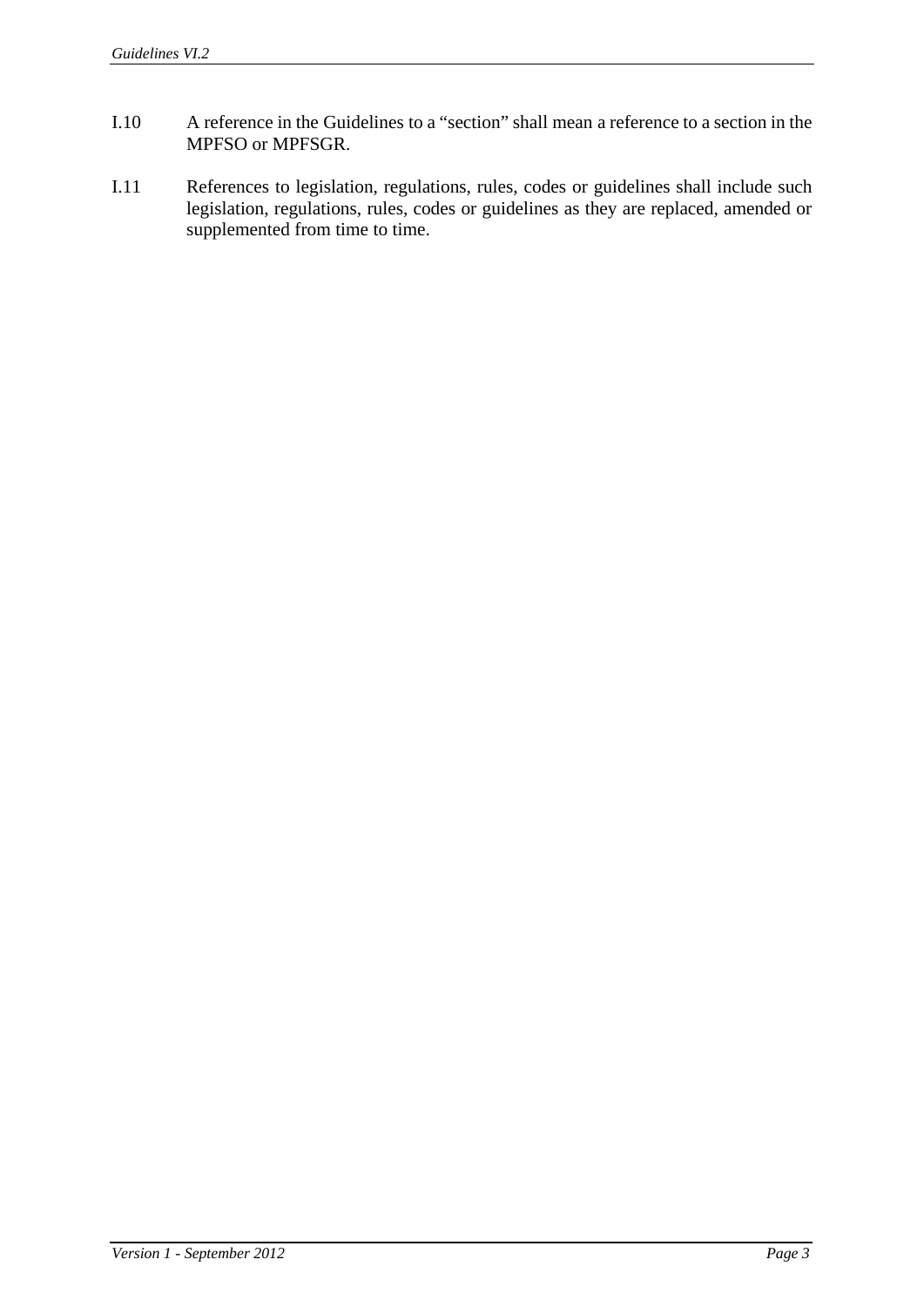I.10 A reference in the Guidelines to a "section" shall mean a reference to a section in the MPFSO or MPFSGR.

I.11 References to legislation, regulations, rules, codes or guidelines shall include such legislation, regulations, rules, codes or guidelines as they are replaced, amended or supplemented from time to time.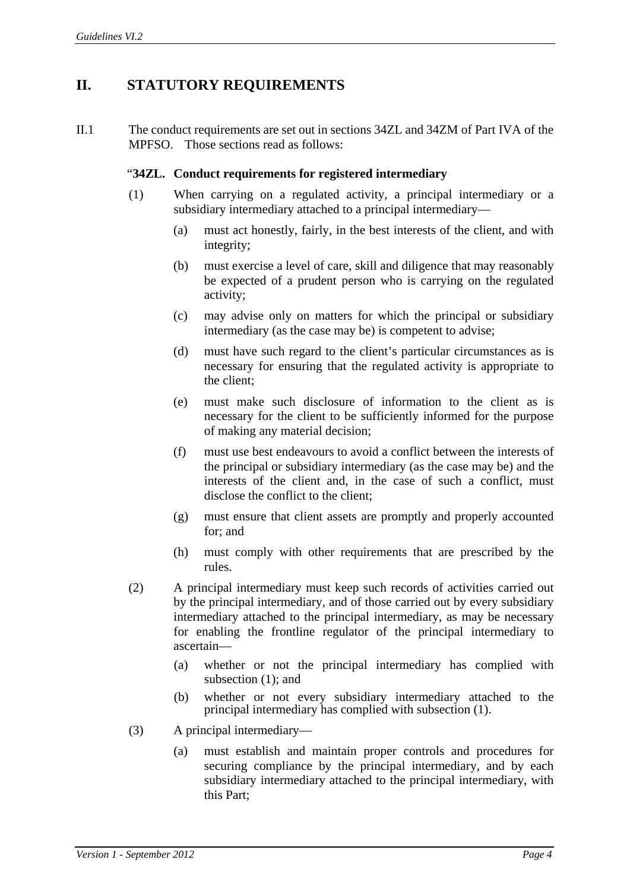## II. STATUTORY REQUIREMENTS

II.1 The conduct requirements are set out in sections 34ZL and 34ZM of Part IVA of the MPFSO. Those sections read as follows:

"**34ZL. Conduct requirements for registered intermediary**

(1) When carrying on a regulated activity, a principal intermediary or a subsidiary intermediary attached to a principal intermediary—

(a) must act honestly, fairly, in the best interests of the client, and with integrity;

(b) must exercise a level of care, skill and diligence that may reasonably be expected of a prudent person who is carrying on the regulated activity;

(c) may advise only on matters for which the principal or subsidiary intermediary (as the case may be) is competent to advise;

(d) must have such regard to the client's particular circumstances as is necessary for ensuring that the regulated activity is appropriate to the client;

(e) must make such disclosure of information to the client as is necessary for the client to be sufficiently informed for the purpose of making any material decision;

(f) must use best endeavours to avoid a conflict between the interests of the principal or subsidiary intermediary (as the case may be) and the interests of the client and, in the case of such a conflict, must disclose the conflict to the client;

(g) must ensure that client assets are promptly and properly accounted for; and

(h) must comply with other requirements that are prescribed by the rules.

(2) A principal intermediary must keep such records of activities carried out by the principal intermediary, and of those carried out by every subsidiary intermediary attached to the principal intermediary, as may be necessary for enabling the frontline regulator of the principal intermediary to ascertain—

(a) whether or not the principal intermediary has complied with subsection (1); and

(b) whether or not every subsidiary intermediary attached to the principal intermediary has complied with subsection (1).

(3) A principal intermediary—

(a) must establish and maintain proper controls and procedures for securing compliance by the principal intermediary, and by each subsidiary intermediary attached to the principal intermediary, with this Part;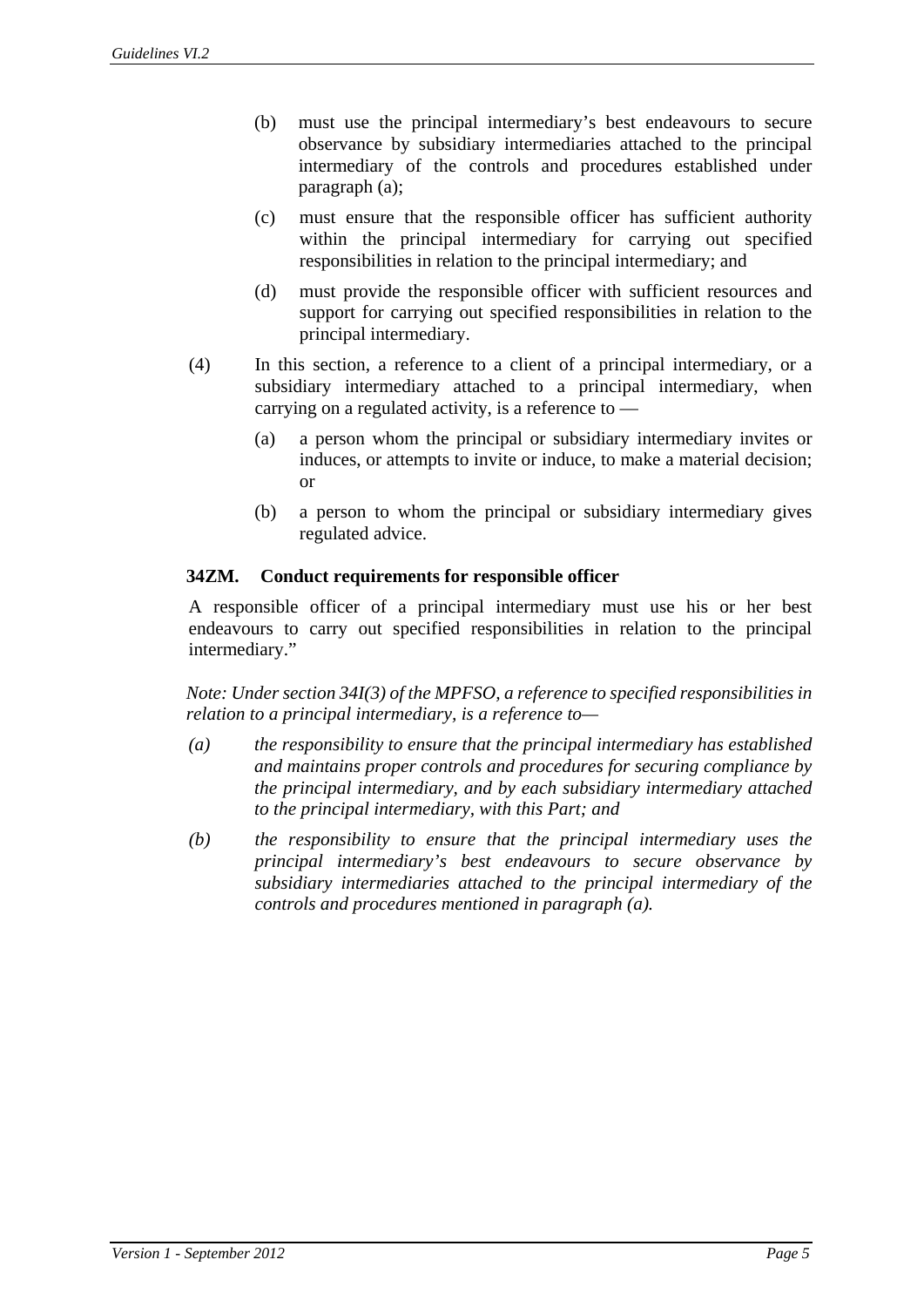(b) must use the principal intermediary's best endeavours to secure observance by subsidiary intermediaries attached to the principal intermediary of the controls and procedures established under paragraph (a);

(c) must ensure that the responsible officer has sufficient authority within the principal intermediary for carrying out specified responsibilities in relation to the principal intermediary; and

(d) must provide the responsible officer with sufficient resources and support for carrying out specified responsibilities in relation to the principal intermediary.

(4) In this section, a reference to a client of a principal intermediary, or a subsidiary intermediary attached to a principal intermediary, when carrying on a regulated activity, is a reference to —

(a) a person whom the principal or subsidiary intermediary invites or induces, or attempts to invite or induce, to make a material decision; or

(b) a person to whom the principal or subsidiary intermediary gives regulated advice.

**34ZM. Conduct requirements for responsible officer**

A responsible officer of a principal intermediary must use his or her best endeavours to carry out specified responsibilities in relation to the principal intermediary."

*Note: Under section 34I(3) of the MPFSO, a reference to specified responsibilities in relation to a principal intermediary, is a reference to—*

*(a) the responsibility to ensure that the principal intermediary has established and maintains proper controls and procedures for securing compliance by the principal intermediary, and by each subsidiary intermediary attached to the principal intermediary, with this Part; and*

*(b) the responsibility to ensure that the principal intermediary uses the principal intermediary's best endeavours to secure observance by subsidiary intermediaries attached to the principal intermediary of the controls and procedures mentioned in paragraph (a).*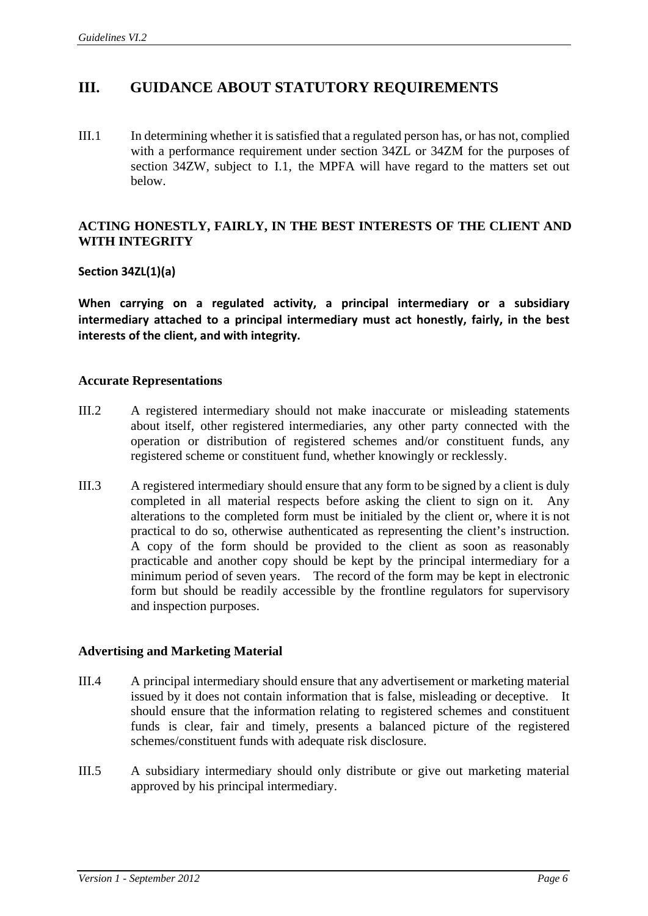## III. GUIDANCE ABOUT STATUTORY REQUIREMENTS

III.1 In determining whether it is satisfied that a regulated person has, or has not, complied with a performance requirement under section 34ZL or 34ZM for the purposes of section 34ZW, subject to I.1, the MPFA will have regard to the matters set out below.

### ACTING HONESTLY, FAIRLY, IN THE BEST INTERESTS OF THE CLIENT AND WITH INTEGRITY

**Section 34ZL(1)(a)**

**When carrying on a regulated activity, a principal intermediary or a subsidiary intermediary attached to a principal intermediary must act honestly, fairly, in the best interests of the client, and with integrity.**

#### Accurate Representations

III.2 A registered intermediary should not make inaccurate or misleading statements about itself, other registered intermediaries, any other party connected with the operation or distribution of registered schemes and/or constituent funds, any registered scheme or constituent fund, whether knowingly or recklessly.

III.3 A registered intermediary should ensure that any form to be signed by a client is duly completed in all material respects before asking the client to sign on it. Any alterations to the completed form must be initialed by the client or, where it is not practical to do so, otherwise authenticated as representing the client's instruction. A copy of the form should be provided to the client as soon as reasonably practicable and another copy should be kept by the principal intermediary for a minimum period of seven years. The record of the form may be kept in electronic form but should be readily accessible by the frontline regulators for supervisory and inspection purposes.

#### Advertising and Marketing Material

III.4 A principal intermediary should ensure that any advertisement or marketing material issued by it does not contain information that is false, misleading or deceptive. It should ensure that the information relating to registered schemes and constituent funds is clear, fair and timely, presents a balanced picture of the registered schemes/constituent funds with adequate risk disclosure.

III.5 A subsidiary intermediary should only distribute or give out marketing material approved by his principal intermediary.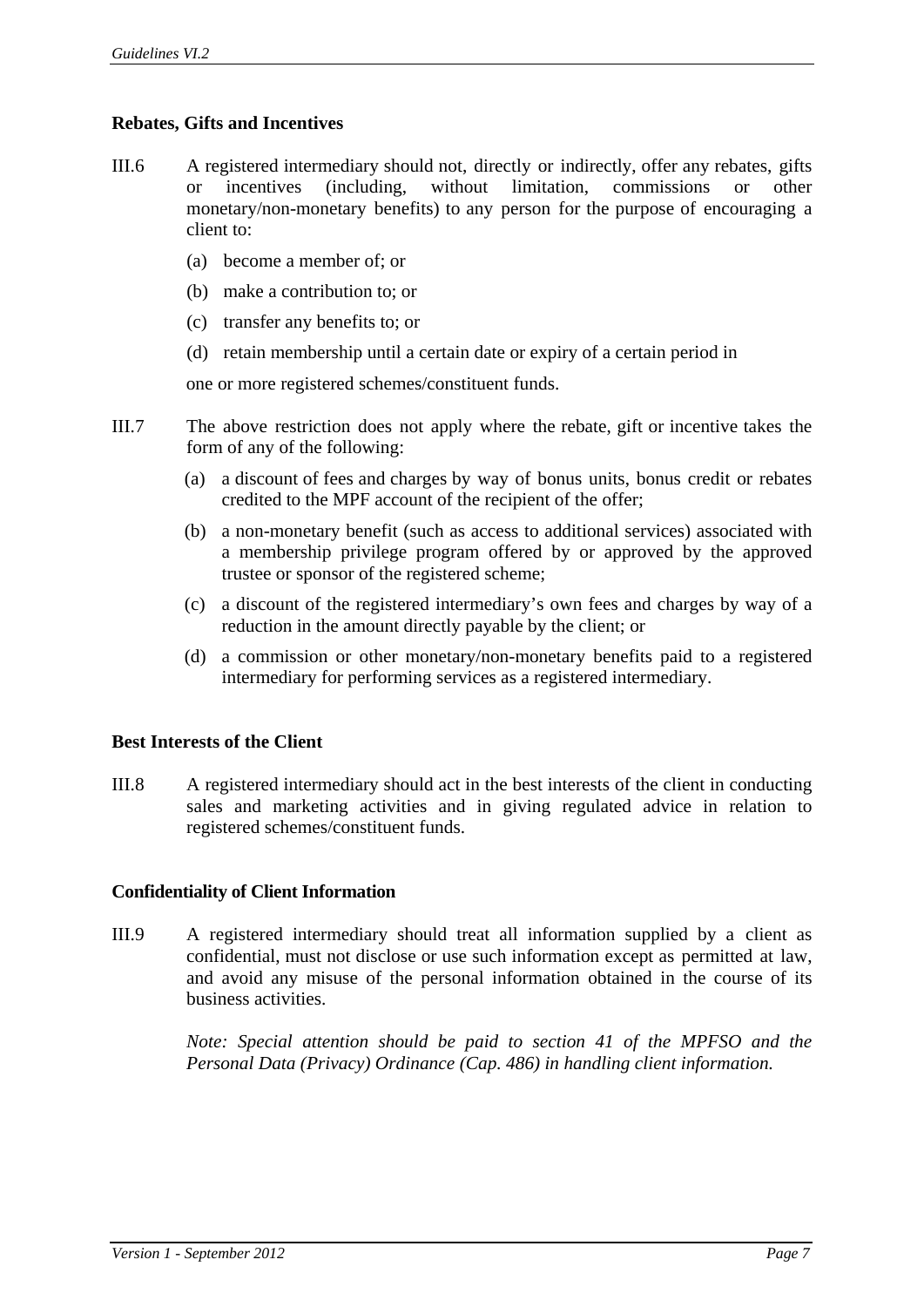**Rebates, Gifts and Incentives**

III.6 A registered intermediary should not, directly or indirectly, offer any rebates, gifts or incentives (including, without limitation, commissions or other monetary/non-monetary benefits) to any person for the purpose of encouraging a client to:

(a) become a member of; or

(b) make a contribution to; or

(c) transfer any benefits to; or

(d) retain membership until a certain date or expiry of a certain period in

one or more registered schemes/constituent funds.

III.7 The above restriction does not apply where the rebate, gift or incentive takes the form of any of the following:

(a) a discount of fees and charges by way of bonus units, bonus credit or rebates credited to the MPF account of the recipient of the offer;

(b) a non-monetary benefit (such as access to additional services) associated with a membership privilege program offered by or approved by the approved trustee or sponsor of the registered scheme;

(c) a discount of the registered intermediary's own fees and charges by way of a reduction in the amount directly payable by the client; or

(d) a commission or other monetary/non-monetary benefits paid to a registered intermediary for performing services as a registered intermediary.

**Best Interests of the Client**

III.8 A registered intermediary should act in the best interests of the client in conducting sales and marketing activities and in giving regulated advice in relation to registered schemes/constituent funds.

**Confidentiality of Client Information**

III.9 A registered intermediary should treat all information supplied by a client as confidential, must not disclose or use such information except as permitted at law, and avoid any misuse of the personal information obtained in the course of its business activities.

*Note: Special attention should be paid to section 41 of the MPFSO and the Personal Data (Privacy) Ordinance (Cap. 486) in handling client information.*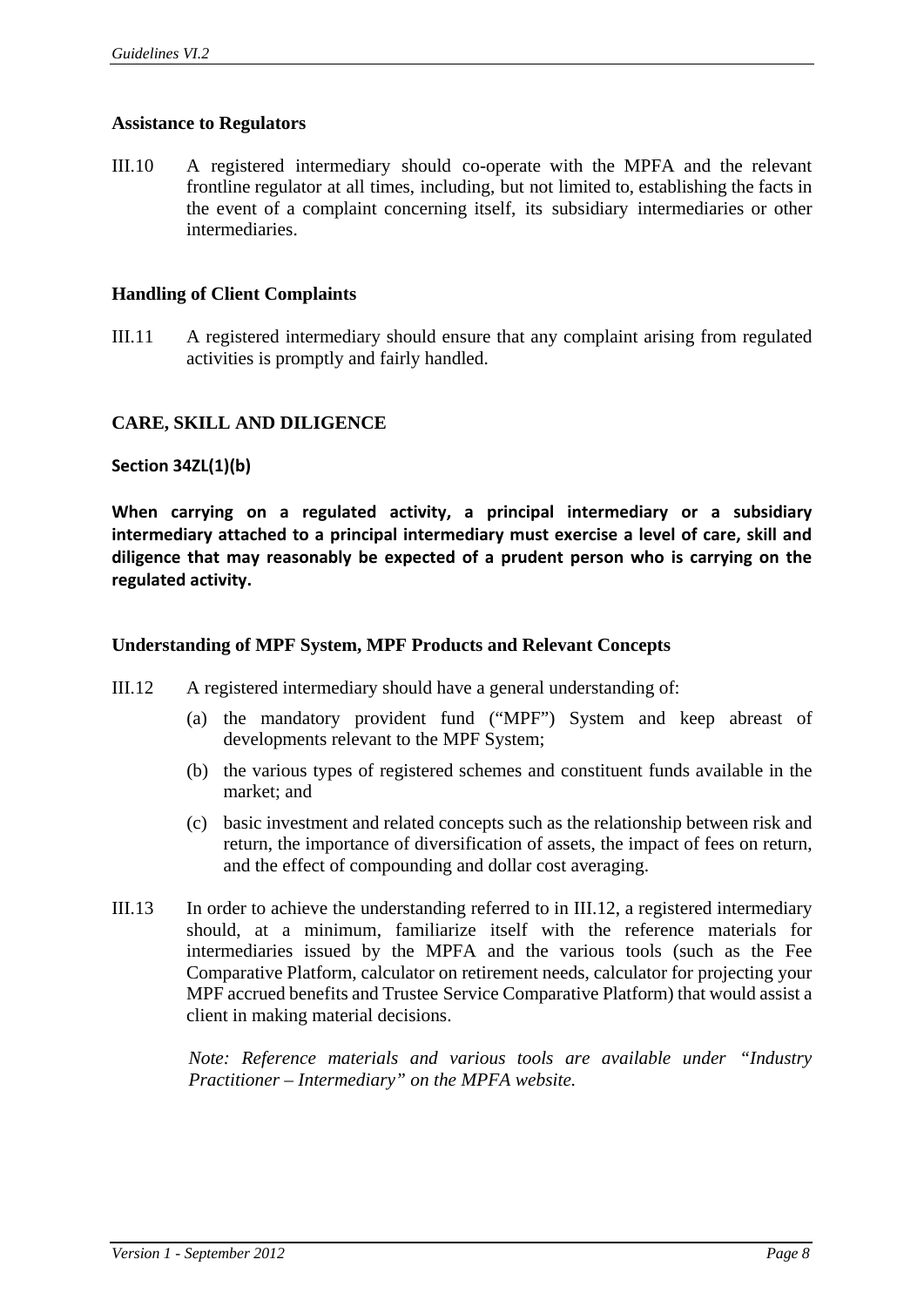### Assistance to Regulators

III.10 A registered intermediary should co-operate with the MPFA and the relevant frontline regulator at all times, including, but not limited to, establishing the facts in the event of a complaint concerning itself, its subsidiary intermediaries or other intermediaries.

### Handling of Client Complaints

III.11 A registered intermediary should ensure that any complaint arising from regulated activities is promptly and fairly handled.

## CARE, SKILL AND DILIGENCE

**Section 34ZL(1)(b)**

**When carrying on a regulated activity, a principal intermediary or a subsidiary intermediary attached to a principal intermediary must exercise a level of care, skill and diligence that may reasonably be expected of a prudent person who is carrying on the regulated activity.**

### Understanding of MPF System, MPF Products and Relevant Concepts

III.12 A registered intermediary should have a general understanding of:

(a) the mandatory provident fund ("MPF") System and keep abreast of developments relevant to the MPF System;

(b) the various types of registered schemes and constituent funds available in the market; and

(c) basic investment and related concepts such as the relationship between risk and return, the importance of diversification of assets, the impact of fees on return, and the effect of compounding and dollar cost averaging.

III.13 In order to achieve the understanding referred to in III.12, a registered intermediary should, at a minimum, familiarize itself with the reference materials for intermediaries issued by the MPFA and the various tools (such as the Fee Comparative Platform, calculator on retirement needs, calculator for projecting your MPF accrued benefits and Trustee Service Comparative Platform) that would assist a client in making material decisions.

*Note: Reference materials and various tools are available under "Industry Practitioner – Intermediary" on the MPFA website.*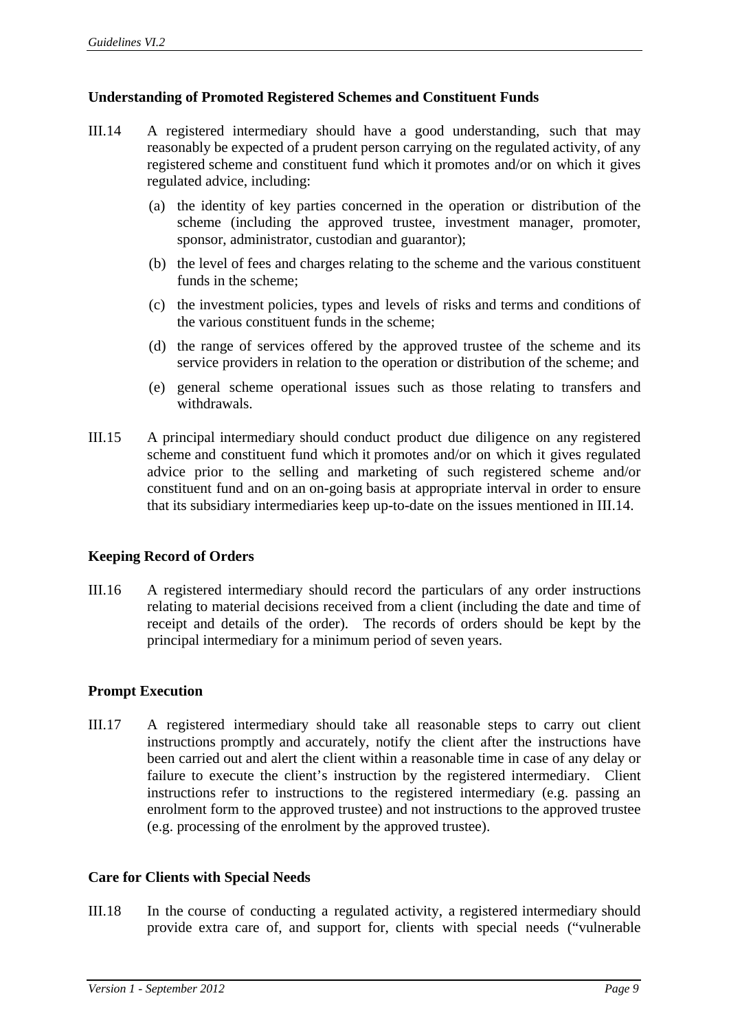### Understanding of Promoted Registered Schemes and Constituent Funds

III.14 A registered intermediary should have a good understanding, such that may reasonably be expected of a prudent person carrying on the regulated activity, of any registered scheme and constituent fund which it promotes and/or on which it gives regulated advice, including:

(a) the identity of key parties concerned in the operation or distribution of the scheme (including the approved trustee, investment manager, promoter, sponsor, administrator, custodian and guarantor);

(b) the level of fees and charges relating to the scheme and the various constituent funds in the scheme;

(c) the investment policies, types and levels of risks and terms and conditions of the various constituent funds in the scheme;

(d) the range of services offered by the approved trustee of the scheme and its service providers in relation to the operation or distribution of the scheme; and

(e) general scheme operational issues such as those relating to transfers and withdrawals.

III.15 A principal intermediary should conduct product due diligence on any registered scheme and constituent fund which it promotes and/or on which it gives regulated advice prior to the selling and marketing of such registered scheme and/or constituent fund and on an on-going basis at appropriate interval in order to ensure that its subsidiary intermediaries keep up-to-date on the issues mentioned in III.14.

### Keeping Record of Orders

III.16 A registered intermediary should record the particulars of any order instructions relating to material decisions received from a client (including the date and time of receipt and details of the order). The records of orders should be kept by the principal intermediary for a minimum period of seven years.

### Prompt Execution

III.17 A registered intermediary should take all reasonable steps to carry out client instructions promptly and accurately, notify the client after the instructions have been carried out and alert the client within a reasonable time in case of any delay or failure to execute the client's instruction by the registered intermediary. Client instructions refer to instructions to the registered intermediary (e.g. passing an enrolment form to the approved trustee) and not instructions to the approved trustee (e.g. processing of the enrolment by the approved trustee).

### Care for Clients with Special Needs

III.18 In the course of conducting a regulated activity, a registered intermediary should provide extra care of, and support for, clients with special needs ("vulnerable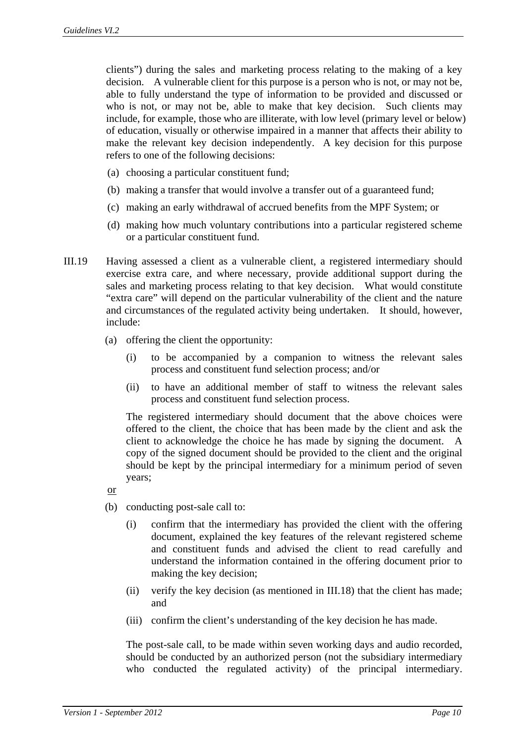clients") during the sales and marketing process relating to the making of a key decision. A vulnerable client for this purpose is a person who is not, or may not be, able to fully understand the type of information to be provided and discussed or who is not, or may not be, able to make that key decision. Such clients may include, for example, those who are illiterate, with low level (primary level or below) of education, visually or otherwise impaired in a manner that affects their ability to make the relevant key decision independently. A key decision for this purpose refers to one of the following decisions:

(a) choosing a particular constituent fund;

(b) making a transfer that would involve a transfer out of a guaranteed fund;

(c) making an early withdrawal of accrued benefits from the MPF System; or

(d) making how much voluntary contributions into a particular registered scheme or a particular constituent fund.

III.19 Having assessed a client as a vulnerable client, a registered intermediary should exercise extra care, and where necessary, provide additional support during the sales and marketing process relating to that key decision. What would constitute "extra care" will depend on the particular vulnerability of the client and the nature and circumstances of the regulated activity being undertaken. It should, however, include:

(a) offering the client the opportunity:

(i) to be accompanied by a companion to witness the relevant sales process and constituent fund selection process; and/or

(ii) to have an additional member of staff to witness the relevant sales process and constituent fund selection process.

The registered intermediary should document that the above choices were offered to the client, the choice that has been made by the client and ask the client to acknowledge the choice he has made by signing the document. A copy of the signed document should be provided to the client and the original should be kept by the principal intermediary for a minimum period of seven years;

<u>or</u>

(b) conducting post-sale call to:

(i) confirm that the intermediary has provided the client with the offering document, explained the key features of the relevant registered scheme and constituent funds and advised the client to read carefully and understand the information contained in the offering document prior to making the key decision;

(ii) verify the key decision (as mentioned in III.18) that the client has made; and

(iii) confirm the client's understanding of the key decision he has made.

The post-sale call, to be made within seven working days and audio recorded, should be conducted by an authorized person (not the subsidiary intermediary who conducted the regulated activity) of the principal intermediary.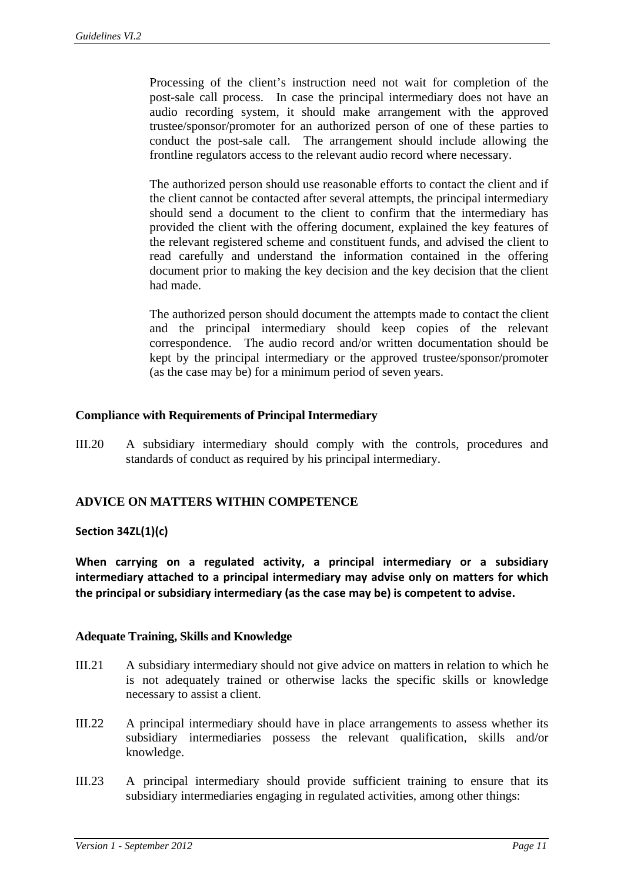Processing of the client's instruction need not wait for completion of the post-sale call process. In case the principal intermediary does not have an audio recording system, it should make arrangement with the approved trustee/sponsor/promoter for an authorized person of one of these parties to conduct the post-sale call. The arrangement should include allowing the frontline regulators access to the relevant audio record where necessary.

The authorized person should use reasonable efforts to contact the client and if the client cannot be contacted after several attempts, the principal intermediary should send a document to the client to confirm that the intermediary has provided the client with the offering document, explained the key features of the relevant registered scheme and constituent funds, and advised the client to read carefully and understand the information contained in the offering document prior to making the key decision and the key decision that the client had made.

The authorized person should document the attempts made to contact the client and the principal intermediary should keep copies of the relevant correspondence. The audio record and/or written documentation should be kept by the principal intermediary or the approved trustee/sponsor/promoter (as the case may be) for a minimum period of seven years.

**Compliance with Requirements of Principal Intermediary**

III.20 A subsidiary intermediary should comply with the controls, procedures and standards of conduct as required by his principal intermediary.

## ADVICE ON MATTERS WITHIN COMPETENCE

**Section 34ZL(1)(c)**

**When carrying on a regulated activity, a principal intermediary or a subsidiary intermediary attached to a principal intermediary may advise only on matters for which the principal or subsidiary intermediary (as the case may be) is competent to advise.**

**Adequate Training, Skills and Knowledge**

III.21 A subsidiary intermediary should not give advice on matters in relation to which he is not adequately trained or otherwise lacks the specific skills or knowledge necessary to assist a client.

III.22 A principal intermediary should have in place arrangements to assess whether its subsidiary intermediaries possess the relevant qualification, skills and/or knowledge.

III.23 A principal intermediary should provide sufficient training to ensure that its subsidiary intermediaries engaging in regulated activities, among other things: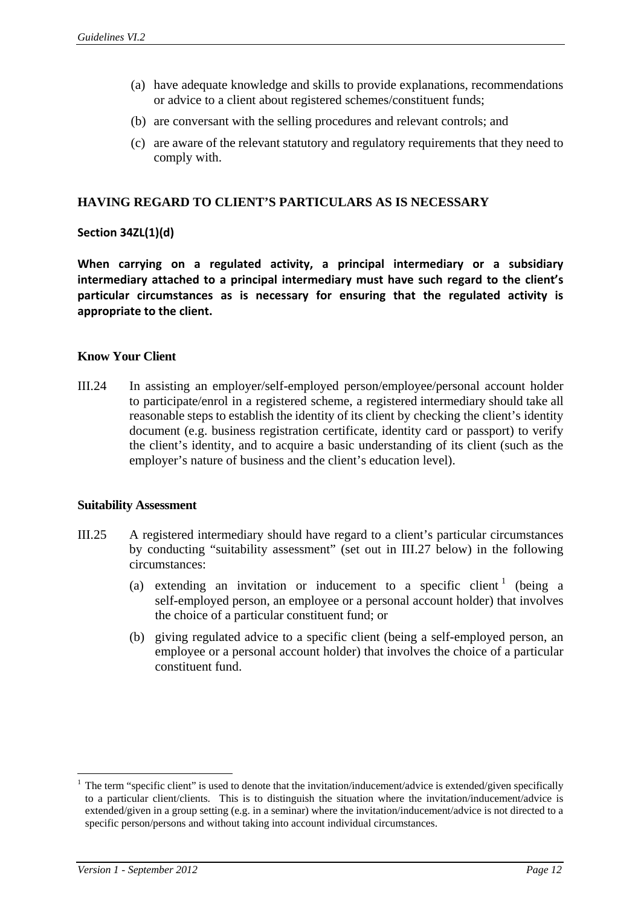(a) have adequate knowledge and skills to provide explanations, recommendations or advice to a client about registered schemes/constituent funds;

(b) are conversant with the selling procedures and relevant controls; and

(c) are aware of the relevant statutory and regulatory requirements that they need to comply with.

## HAVING REGARD TO CLIENT'S PARTICULARS AS IS NECESSARY

**Section 34ZL(1)(d)**

**When carrying on a regulated activity, a principal intermediary or a subsidiary intermediary attached to a principal intermediary must have such regard to the client's particular circumstances as is necessary for ensuring that the regulated activity is appropriate to the client.**

### Know Your Client

III.24 In assisting an employer/self-employed person/employee/personal account holder to participate/enrol in a registered scheme, a registered intermediary should take all reasonable steps to establish the identity of its client by checking the client's identity document (e.g. business registration certificate, identity card or passport) to verify the client's identity, and to acquire a basic understanding of its client (such as the employer's nature of business and the client's education level).

### Suitability Assessment

III.25 A registered intermediary should have regard to a client's particular circumstances by conducting "suitability assessment" (set out in III.27 below) in the following circumstances:

(a) extending an invitation or inducement to a specific client [1] (being a self-employed person, an employee or a personal account holder) that involves the choice of a particular constituent fund; or

(b) giving regulated advice to a specific client (being a self-employed person, an employee or a personal account holder) that involves the choice of a particular constituent fund.

---

[1] The term "specific client" is used to denote that the invitation/inducement/advice is extended/given specifically to a particular client/clients. This is to distinguish the situation where the invitation/inducement/advice is extended/given in a group setting (e.g. in a seminar) where the invitation/inducement/advice is not directed to a specific person/persons and without taking into account individual circumstances.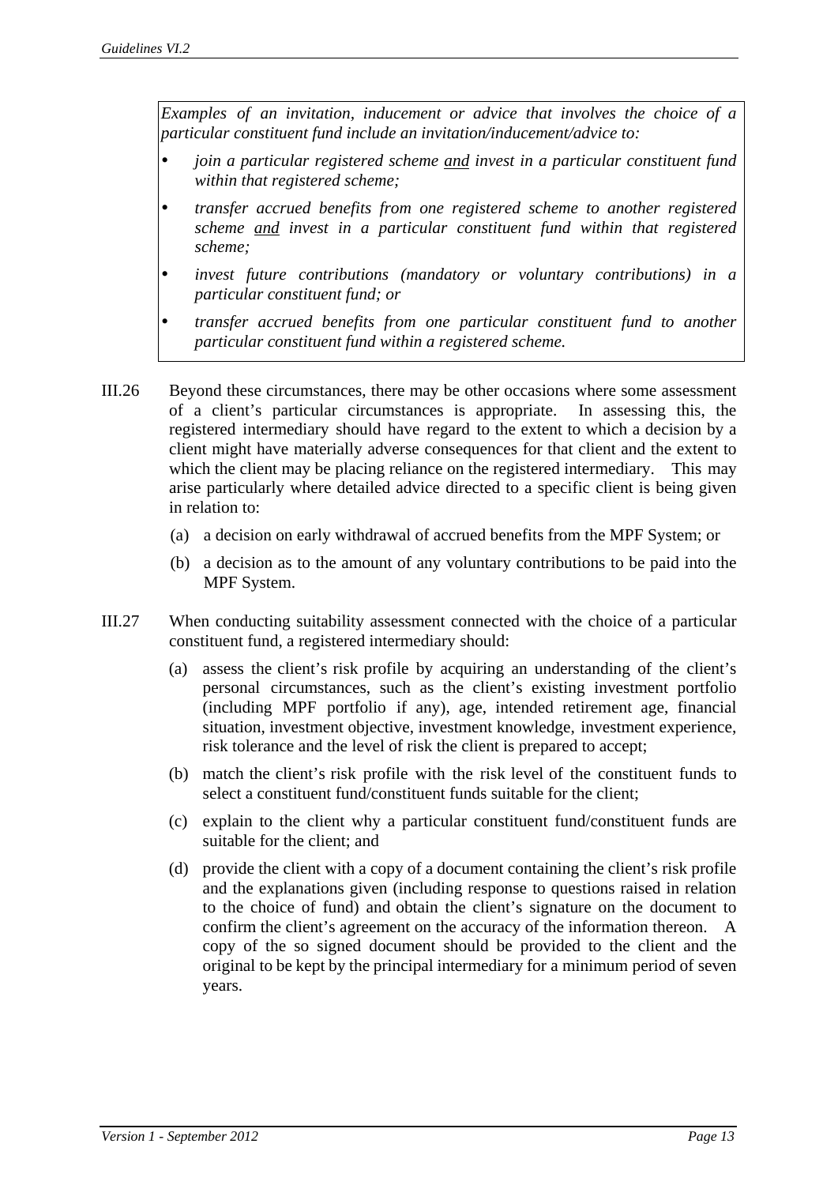*Examples of an invitation, inducement or advice that involves the choice of a particular constituent fund include an invitation/inducement/advice to:*

- *join a particular registered scheme <u>and</u> invest in a particular constituent fund within that registered scheme;*
- *transfer accrued benefits from one registered scheme to another registered scheme <u>and</u> invest in a particular constituent fund within that registered scheme;*
- *invest future contributions (mandatory or voluntary contributions) in a particular constituent fund; or*
- *transfer accrued benefits from one particular constituent fund to another particular constituent fund within a registered scheme.*

III.26 Beyond these circumstances, there may be other occasions where some assessment of a client's particular circumstances is appropriate. In assessing this, the registered intermediary should have regard to the extent to which a decision by a client might have materially adverse consequences for that client and the extent to which the client may be placing reliance on the registered intermediary. This may arise particularly where detailed advice directed to a specific client is being given in relation to:

(a) a decision on early withdrawal of accrued benefits from the MPF System; or

(b) a decision as to the amount of any voluntary contributions to be paid into the MPF System.

III.27 When conducting suitability assessment connected with the choice of a particular constituent fund, a registered intermediary should:

(a) assess the client's risk profile by acquiring an understanding of the client's personal circumstances, such as the client's existing investment portfolio (including MPF portfolio if any), age, intended retirement age, financial situation, investment objective, investment knowledge, investment experience, risk tolerance and the level of risk the client is prepared to accept;

(b) match the client's risk profile with the risk level of the constituent funds to select a constituent fund/constituent funds suitable for the client;

(c) explain to the client why a particular constituent fund/constituent funds are suitable for the client; and

(d) provide the client with a copy of a document containing the client's risk profile and the explanations given (including response to questions raised in relation to the choice of fund) and obtain the client's signature on the document to confirm the client's agreement on the accuracy of the information thereon. A copy of the so signed document should be provided to the client and the original to be kept by the principal intermediary for a minimum period of seven years.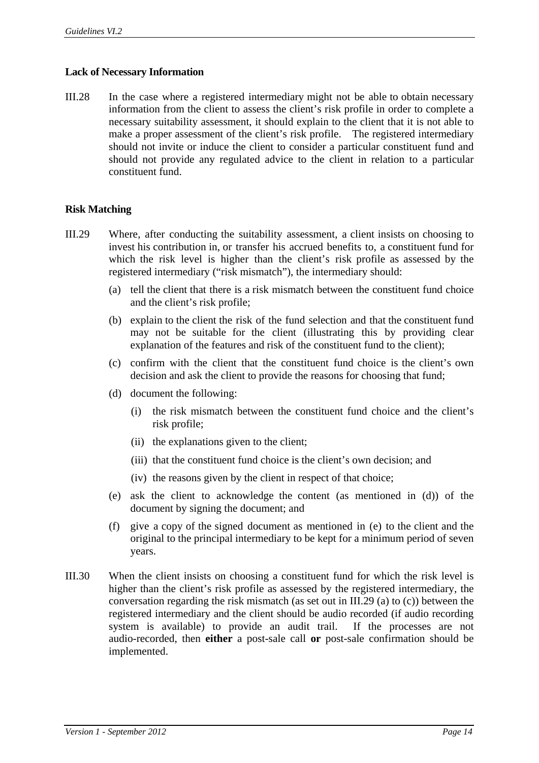**Lack of Necessary Information**

III.28 In the case where a registered intermediary might not be able to obtain necessary information from the client to assess the client's risk profile in order to complete a necessary suitability assessment, it should explain to the client that it is not able to make a proper assessment of the client's risk profile. The registered intermediary should not invite or induce the client to consider a particular constituent fund and should not provide any regulated advice to the client in relation to a particular constituent fund.

**Risk Matching**

III.29 Where, after conducting the suitability assessment, a client insists on choosing to invest his contribution in, or transfer his accrued benefits to, a constituent fund for which the risk level is higher than the client's risk profile as assessed by the registered intermediary ("risk mismatch"), the intermediary should:

(a) tell the client that there is a risk mismatch between the constituent fund choice and the client's risk profile;

(b) explain to the client the risk of the fund selection and that the constituent fund may not be suitable for the client (illustrating this by providing clear explanation of the features and risk of the constituent fund to the client);

(c) confirm with the client that the constituent fund choice is the client's own decision and ask the client to provide the reasons for choosing that fund;

(d) document the following:

  (i) the risk mismatch between the constituent fund choice and the client's risk profile;

  (ii) the explanations given to the client;

  (iii) that the constituent fund choice is the client's own decision; and

  (iv) the reasons given by the client in respect of that choice;

(e) ask the client to acknowledge the content (as mentioned in (d)) of the document by signing the document; and

(f) give a copy of the signed document as mentioned in (e) to the client and the original to the principal intermediary to be kept for a minimum period of seven years.

III.30 When the client insists on choosing a constituent fund for which the risk level is higher than the client's risk profile as assessed by the registered intermediary, the conversation regarding the risk mismatch (as set out in III.29 (a) to (c)) between the registered intermediary and the client should be audio recorded (if audio recording system is available) to provide an audit trail. If the processes are not audio-recorded, then **either** a post-sale call **or** post-sale confirmation should be implemented.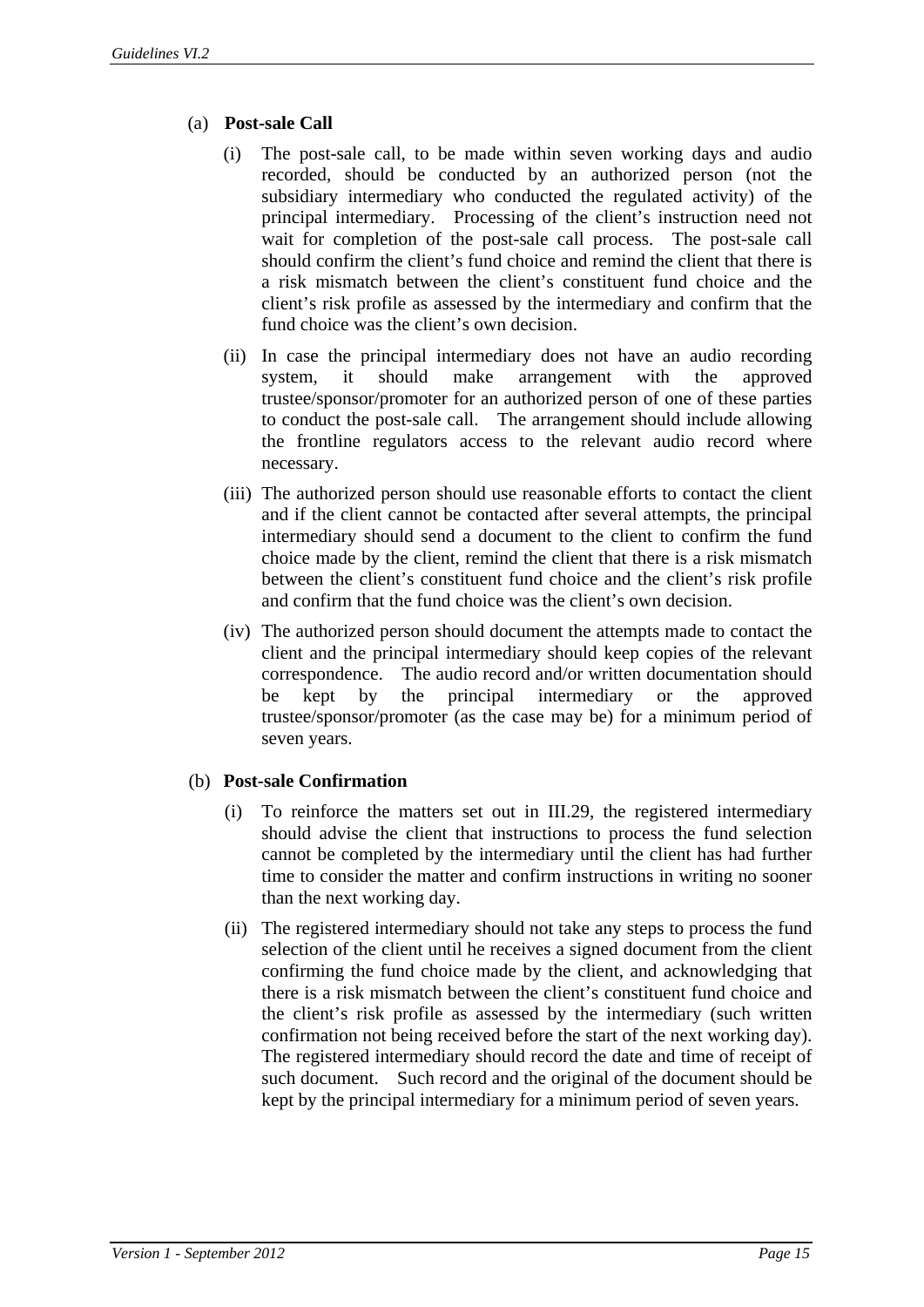(a) **Post-sale Call**

(i) The post-sale call, to be made within seven working days and audio recorded, should be conducted by an authorized person (not the subsidiary intermediary who conducted the regulated activity) of the principal intermediary. Processing of the client's instruction need not wait for completion of the post-sale call process. The post-sale call should confirm the client's fund choice and remind the client that there is a risk mismatch between the client's constituent fund choice and the client's risk profile as assessed by the intermediary and confirm that the fund choice was the client's own decision.

(ii) In case the principal intermediary does not have an audio recording system, it should make arrangement with the approved trustee/sponsor/promoter for an authorized person of one of these parties to conduct the post-sale call. The arrangement should include allowing the frontline regulators access to the relevant audio record where necessary.

(iii) The authorized person should use reasonable efforts to contact the client and if the client cannot be contacted after several attempts, the principal intermediary should send a document to the client to confirm the fund choice made by the client, remind the client that there is a risk mismatch between the client's constituent fund choice and the client's risk profile and confirm that the fund choice was the client's own decision.

(iv) The authorized person should document the attempts made to contact the client and the principal intermediary should keep copies of the relevant correspondence. The audio record and/or written documentation should be kept by the principal intermediary or the approved trustee/sponsor/promoter (as the case may be) for a minimum period of seven years.

(b) **Post-sale Confirmation**

(i) To reinforce the matters set out in III.29, the registered intermediary should advise the client that instructions to process the fund selection cannot be completed by the intermediary until the client has had further time to consider the matter and confirm instructions in writing no sooner than the next working day.

(ii) The registered intermediary should not take any steps to process the fund selection of the client until he receives a signed document from the client confirming the fund choice made by the client, and acknowledging that there is a risk mismatch between the client's constituent fund choice and the client's risk profile as assessed by the intermediary (such written confirmation not being received before the start of the next working day). The registered intermediary should record the date and time of receipt of such document. Such record and the original of the document should be kept by the principal intermediary for a minimum period of seven years.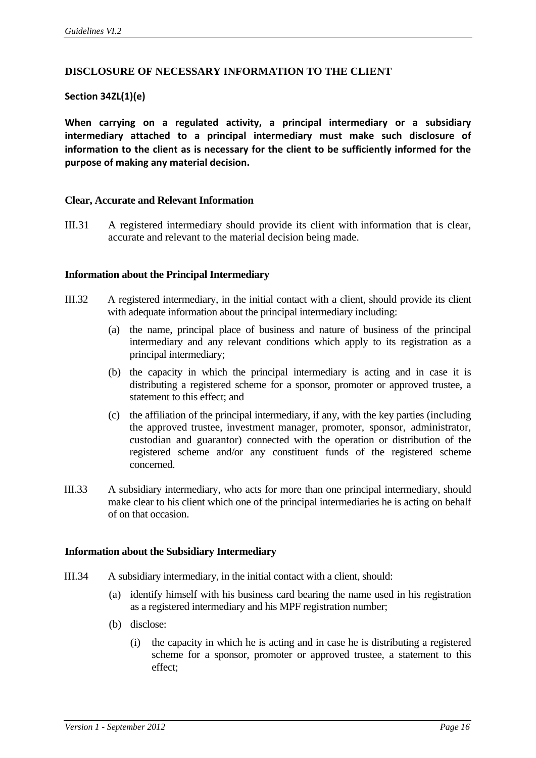## DISCLOSURE OF NECESSARY INFORMATION TO THE CLIENT

**Section 34ZL(1)(e)**

**When carrying on a regulated activity, a principal intermediary or a subsidiary intermediary attached to a principal intermediary must make such disclosure of information to the client as is necessary for the client to be sufficiently informed for the purpose of making any material decision.**

### Clear, Accurate and Relevant Information

III.31 A registered intermediary should provide its client with information that is clear, accurate and relevant to the material decision being made.

### Information about the Principal Intermediary

III.32 A registered intermediary, in the initial contact with a client, should provide its client with adequate information about the principal intermediary including:

(a) the name, principal place of business and nature of business of the principal intermediary and any relevant conditions which apply to its registration as a principal intermediary;

(b) the capacity in which the principal intermediary is acting and in case it is distributing a registered scheme for a sponsor, promoter or approved trustee, a statement to this effect; and

(c) the affiliation of the principal intermediary, if any, with the key parties (including the approved trustee, investment manager, promoter, sponsor, administrator, custodian and guarantor) connected with the operation or distribution of the registered scheme and/or any constituent funds of the registered scheme concerned.

III.33 A subsidiary intermediary, who acts for more than one principal intermediary, should make clear to his client which one of the principal intermediaries he is acting on behalf of on that occasion.

### Information about the Subsidiary Intermediary

III.34 A subsidiary intermediary, in the initial contact with a client, should:

(a) identify himself with his business card bearing the name used in his registration as a registered intermediary and his MPF registration number;

(b) disclose:

(i) the capacity in which he is acting and in case he is distributing a registered scheme for a sponsor, promoter or approved trustee, a statement to this effect;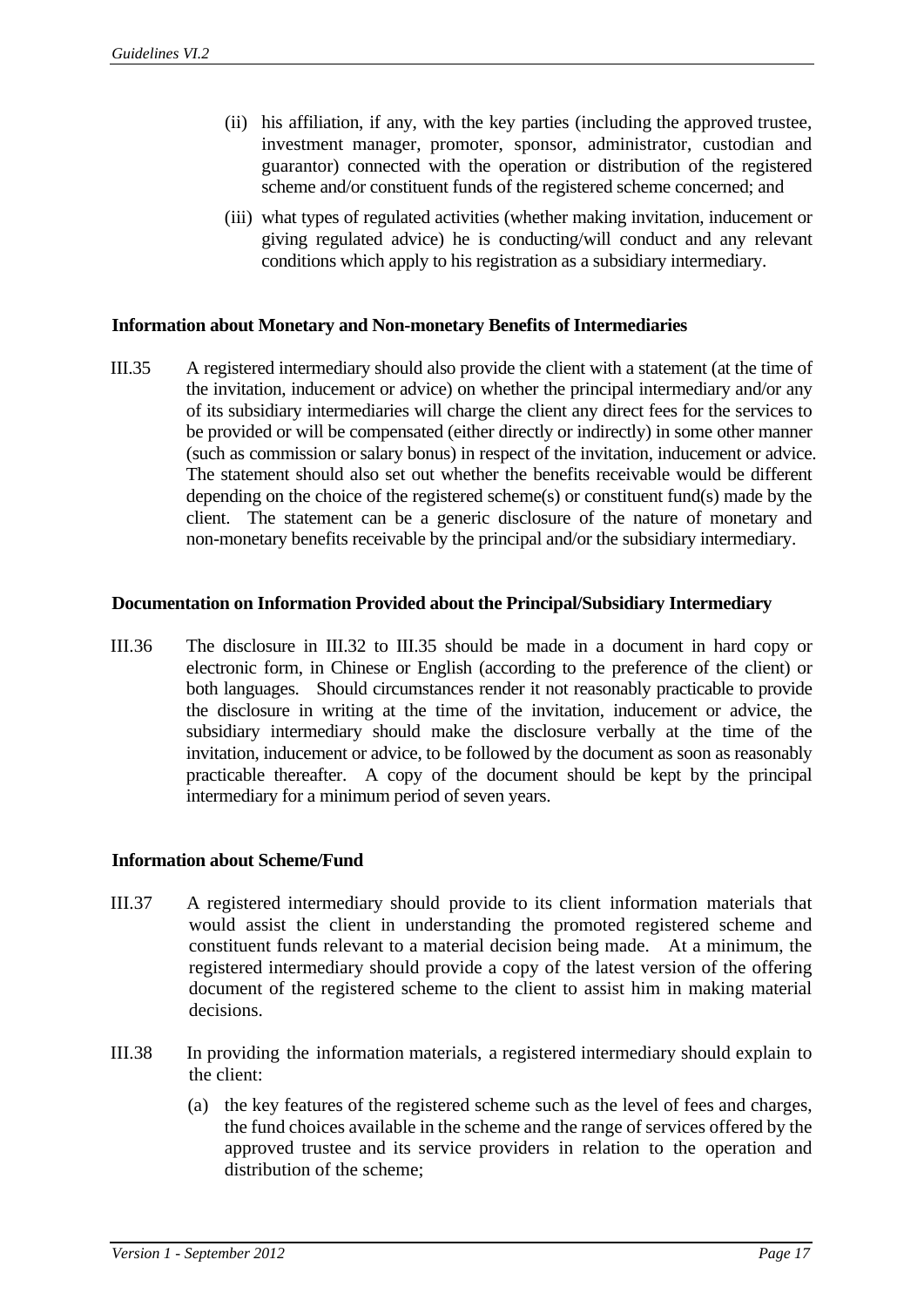(ii) his affiliation, if any, with the key parties (including the approved trustee, investment manager, promoter, sponsor, administrator, custodian and guarantor) connected with the operation or distribution of the registered scheme and/or constituent funds of the registered scheme concerned; and

(iii) what types of regulated activities (whether making invitation, inducement or giving regulated advice) he is conducting/will conduct and any relevant conditions which apply to his registration as a subsidiary intermediary.

**Information about Monetary and Non-monetary Benefits of Intermediaries**

III.35 A registered intermediary should also provide the client with a statement (at the time of the invitation, inducement or advice) on whether the principal intermediary and/or any of its subsidiary intermediaries will charge the client any direct fees for the services to be provided or will be compensated (either directly or indirectly) in some other manner (such as commission or salary bonus) in respect of the invitation, inducement or advice. The statement should also set out whether the benefits receivable would be different depending on the choice of the registered scheme(s) or constituent fund(s) made by the client. The statement can be a generic disclosure of the nature of monetary and non-monetary benefits receivable by the principal and/or the subsidiary intermediary.

**Documentation on Information Provided about the Principal/Subsidiary Intermediary**

III.36 The disclosure in III.32 to III.35 should be made in a document in hard copy or electronic form, in Chinese or English (according to the preference of the client) or both languages. Should circumstances render it not reasonably practicable to provide the disclosure in writing at the time of the invitation, inducement or advice, the subsidiary intermediary should make the disclosure verbally at the time of the invitation, inducement or advice, to be followed by the document as soon as reasonably practicable thereafter. A copy of the document should be kept by the principal intermediary for a minimum period of seven years.

**Information about Scheme/Fund**

III.37 A registered intermediary should provide to its client information materials that would assist the client in understanding the promoted registered scheme and constituent funds relevant to a material decision being made. At a minimum, the registered intermediary should provide a copy of the latest version of the offering document of the registered scheme to the client to assist him in making material decisions.

III.38 In providing the information materials, a registered intermediary should explain to the client:

(a) the key features of the registered scheme such as the level of fees and charges, the fund choices available in the scheme and the range of services offered by the approved trustee and its service providers in relation to the operation and distribution of the scheme;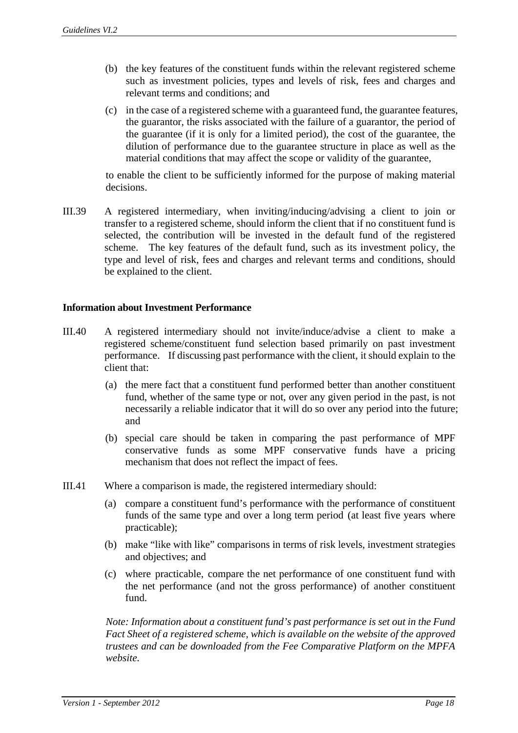(b) the key features of the constituent funds within the relevant registered scheme such as investment policies, types and levels of risk, fees and charges and relevant terms and conditions; and

(c) in the case of a registered scheme with a guaranteed fund, the guarantee features, the guarantor, the risks associated with the failure of a guarantor, the period of the guarantee (if it is only for a limited period), the cost of the guarantee, the dilution of performance due to the guarantee structure in place as well as the material conditions that may affect the scope or validity of the guarantee,

to enable the client to be sufficiently informed for the purpose of making material decisions.

III.39 A registered intermediary, when inviting/inducing/advising a client to join or transfer to a registered scheme, should inform the client that if no constituent fund is selected, the contribution will be invested in the default fund of the registered scheme. The key features of the default fund, such as its investment policy, the type and level of risk, fees and charges and relevant terms and conditions, should be explained to the client.

**Information about Investment Performance**

III.40 A registered intermediary should not invite/induce/advise a client to make a registered scheme/constituent fund selection based primarily on past investment performance. If discussing past performance with the client, it should explain to the client that:

(a) the mere fact that a constituent fund performed better than another constituent fund, whether of the same type or not, over any given period in the past, is not necessarily a reliable indicator that it will do so over any period into the future; and

(b) special care should be taken in comparing the past performance of MPF conservative funds as some MPF conservative funds have a pricing mechanism that does not reflect the impact of fees.

III.41 Where a comparison is made, the registered intermediary should:

(a) compare a constituent fund's performance with the performance of constituent funds of the same type and over a long term period (at least five years where practicable);

(b) make "like with like" comparisons in terms of risk levels, investment strategies and objectives; and

(c) where practicable, compare the net performance of one constituent fund with the net performance (and not the gross performance) of another constituent fund.

*Note: Information about a constituent fund's past performance is set out in the Fund Fact Sheet of a registered scheme, which is available on the website of the approved trustees and can be downloaded from the Fee Comparative Platform on the MPFA website.*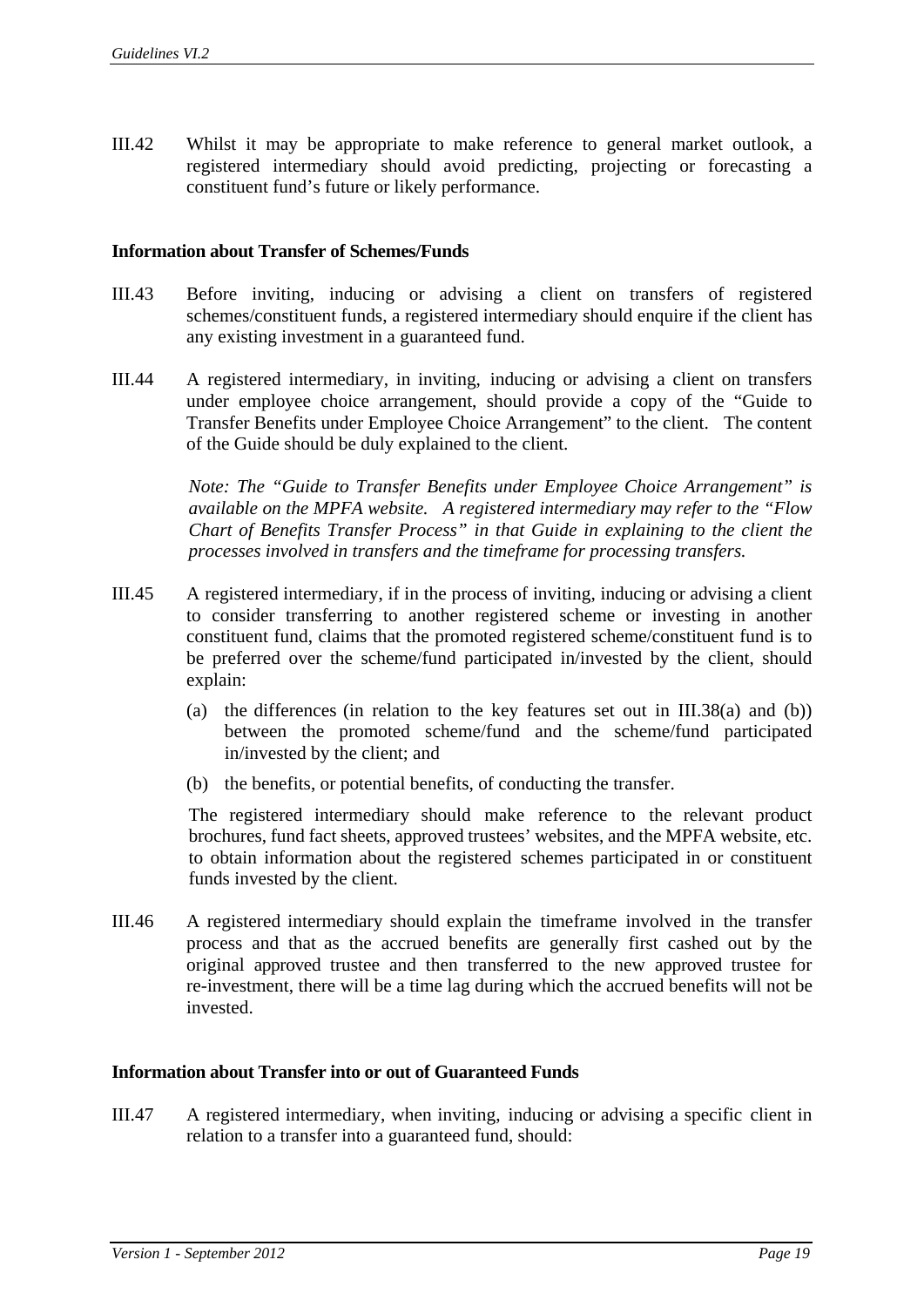III.42 Whilst it may be appropriate to make reference to general market outlook, a registered intermediary should avoid predicting, projecting or forecasting a constituent fund's future or likely performance.

**Information about Transfer of Schemes/Funds**

III.43 Before inviting, inducing or advising a client on transfers of registered schemes/constituent funds, a registered intermediary should enquire if the client has any existing investment in a guaranteed fund.

III.44 A registered intermediary, in inviting, inducing or advising a client on transfers under employee choice arrangement, should provide a copy of the "Guide to Transfer Benefits under Employee Choice Arrangement" to the client. The content of the Guide should be duly explained to the client.

*Note: The "Guide to Transfer Benefits under Employee Choice Arrangement" is available on the MPFA website. A registered intermediary may refer to the "Flow Chart of Benefits Transfer Process" in that Guide in explaining to the client the processes involved in transfers and the timeframe for processing transfers.*

III.45 A registered intermediary, if in the process of inviting, inducing or advising a client to consider transferring to another registered scheme or investing in another constituent fund, claims that the promoted registered scheme/constituent fund is to be preferred over the scheme/fund participated in/invested by the client, should explain:

(a) the differences (in relation to the key features set out in III.38(a) and (b)) between the promoted scheme/fund and the scheme/fund participated in/invested by the client; and

(b) the benefits, or potential benefits, of conducting the transfer.

The registered intermediary should make reference to the relevant product brochures, fund fact sheets, approved trustees' websites, and the MPFA website, etc. to obtain information about the registered schemes participated in or constituent funds invested by the client.

III.46 A registered intermediary should explain the timeframe involved in the transfer process and that as the accrued benefits are generally first cashed out by the original approved trustee and then transferred to the new approved trustee for re-investment, there will be a time lag during which the accrued benefits will not be invested.

**Information about Transfer into or out of Guaranteed Funds**

III.47 A registered intermediary, when inviting, inducing or advising a specific client in relation to a transfer into a guaranteed fund, should: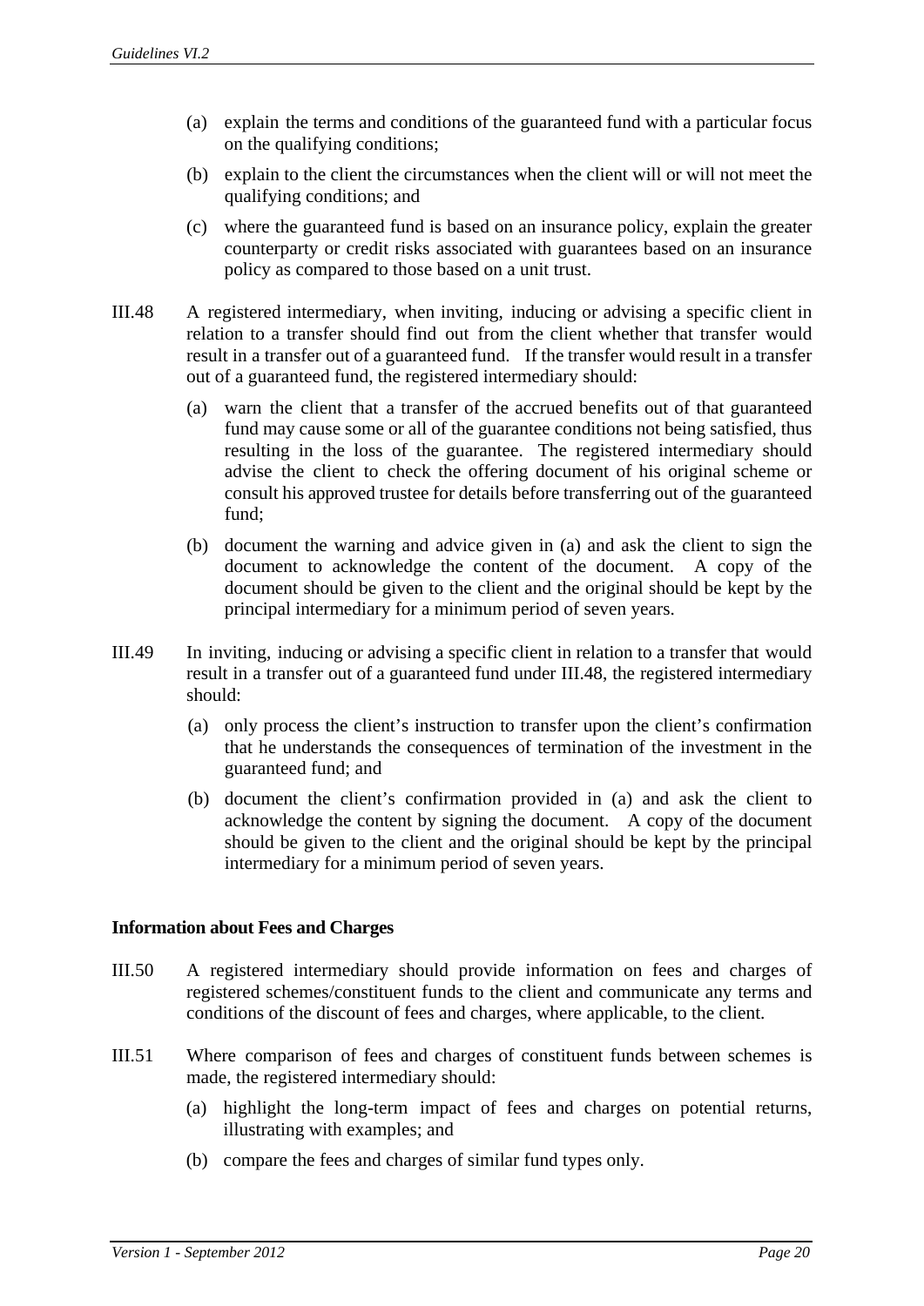(a) explain the terms and conditions of the guaranteed fund with a particular focus on the qualifying conditions;

(b) explain to the client the circumstances when the client will or will not meet the qualifying conditions; and

(c) where the guaranteed fund is based on an insurance policy, explain the greater counterparty or credit risks associated with guarantees based on an insurance policy as compared to those based on a unit trust.

III.48 A registered intermediary, when inviting, inducing or advising a specific client in relation to a transfer should find out from the client whether that transfer would result in a transfer out of a guaranteed fund. If the transfer would result in a transfer out of a guaranteed fund, the registered intermediary should:

(a) warn the client that a transfer of the accrued benefits out of that guaranteed fund may cause some or all of the guarantee conditions not being satisfied, thus resulting in the loss of the guarantee. The registered intermediary should advise the client to check the offering document of his original scheme or consult his approved trustee for details before transferring out of the guaranteed fund;

(b) document the warning and advice given in (a) and ask the client to sign the document to acknowledge the content of the document. A copy of the document should be given to the client and the original should be kept by the principal intermediary for a minimum period of seven years.

III.49 In inviting, inducing or advising a specific client in relation to a transfer that would result in a transfer out of a guaranteed fund under III.48, the registered intermediary should:

(a) only process the client's instruction to transfer upon the client's confirmation that he understands the consequences of termination of the investment in the guaranteed fund; and

(b) document the client's confirmation provided in (a) and ask the client to acknowledge the content by signing the document. A copy of the document should be given to the client and the original should be kept by the principal intermediary for a minimum period of seven years.

**Information about Fees and Charges**

III.50 A registered intermediary should provide information on fees and charges of registered schemes/constituent funds to the client and communicate any terms and conditions of the discount of fees and charges, where applicable, to the client.

III.51 Where comparison of fees and charges of constituent funds between schemes is made, the registered intermediary should:

(a) highlight the long-term impact of fees and charges on potential returns, illustrating with examples; and

(b) compare the fees and charges of similar fund types only.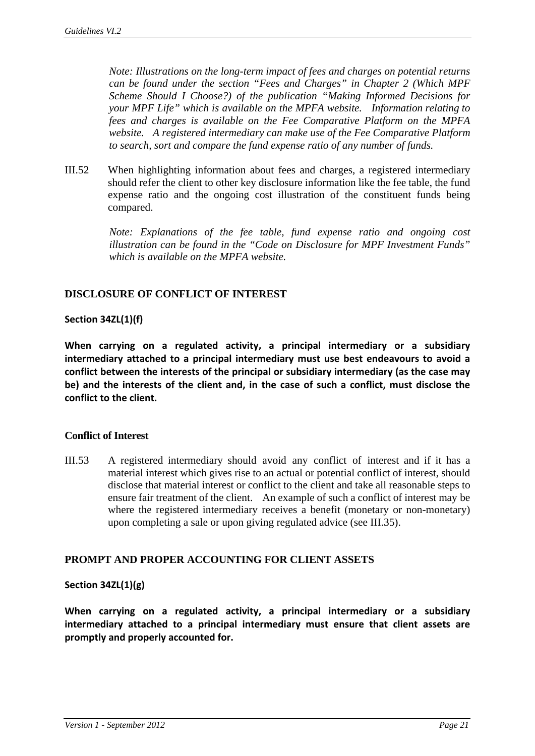*Note: Illustrations on the long-term impact of fees and charges on potential returns can be found under the section "Fees and Charges" in Chapter 2 (Which MPF Scheme Should I Choose?) of the publication "Making Informed Decisions for your MPF Life" which is available on the MPFA website. Information relating to fees and charges is available on the Fee Comparative Platform on the MPFA website. A registered intermediary can make use of the Fee Comparative Platform to search, sort and compare the fund expense ratio of any number of funds.*

III.52 When highlighting information about fees and charges, a registered intermediary should refer the client to other key disclosure information like the fee table, the fund expense ratio and the ongoing cost illustration of the constituent funds being compared.

*Note: Explanations of the fee table, fund expense ratio and ongoing cost illustration can be found in the "Code on Disclosure for MPF Investment Funds" which is available on the MPFA website.*

## DISCLOSURE OF CONFLICT OF INTEREST

**Section 34ZL(1)(f)**

**When carrying on a regulated activity, a principal intermediary or a subsidiary intermediary attached to a principal intermediary must use best endeavours to avoid a conflict between the interests of the principal or subsidiary intermediary (as the case may be) and the interests of the client and, in the case of such a conflict, must disclose the conflict to the client.**

### Conflict of Interest

III.53 A registered intermediary should avoid any conflict of interest and if it has a material interest which gives rise to an actual or potential conflict of interest, should disclose that material interest or conflict to the client and take all reasonable steps to ensure fair treatment of the client. An example of such a conflict of interest may be where the registered intermediary receives a benefit (monetary or non-monetary) upon completing a sale or upon giving regulated advice (see III.35).

## PROMPT AND PROPER ACCOUNTING FOR CLIENT ASSETS

**Section 34ZL(1)(g)**

**When carrying on a regulated activity, a principal intermediary or a subsidiary intermediary attached to a principal intermediary must ensure that client assets are promptly and properly accounted for.**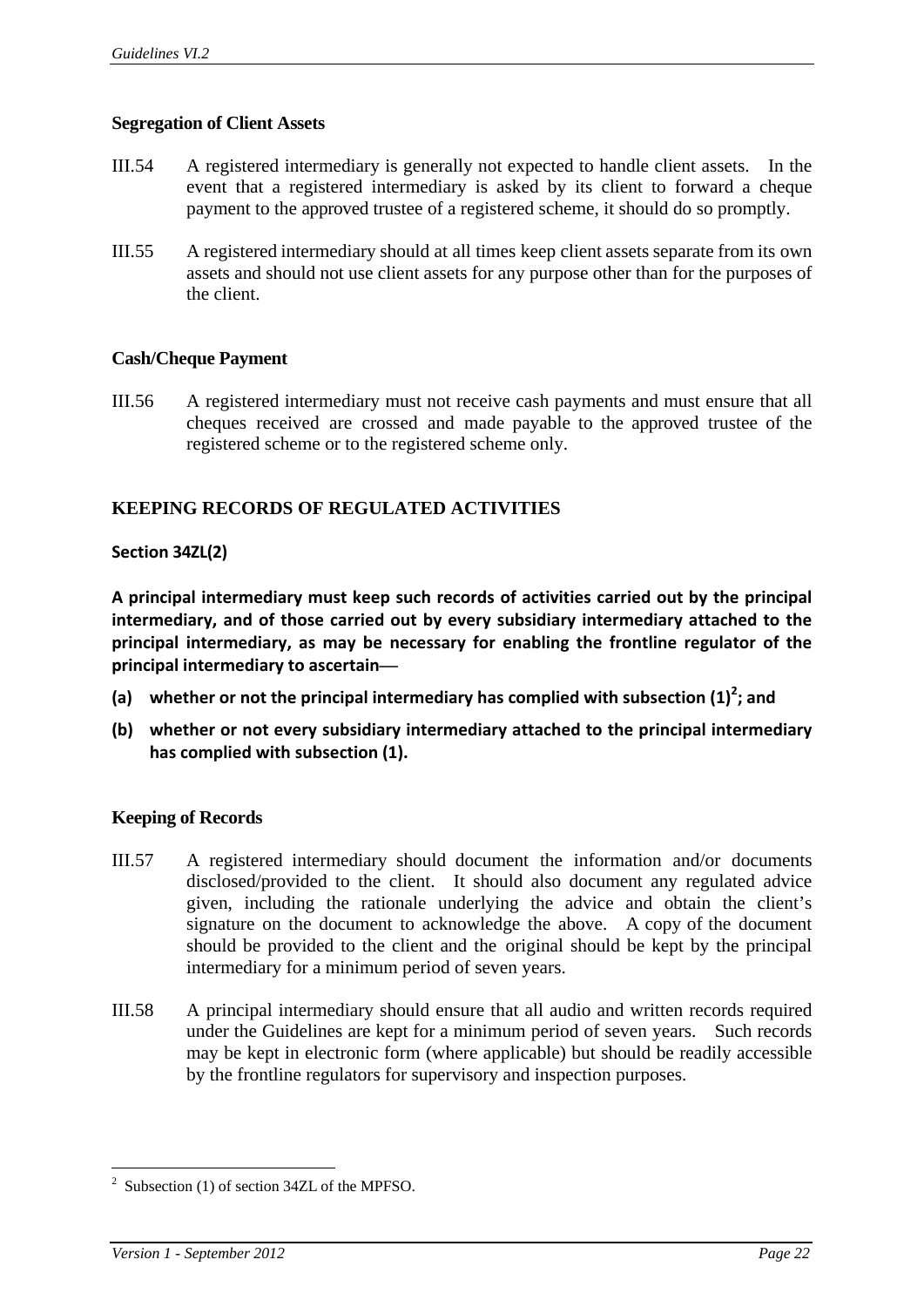**Segregation of Client Assets**

III.54 A registered intermediary is generally not expected to handle client assets. In the event that a registered intermediary is asked by its client to forward a cheque payment to the approved trustee of a registered scheme, it should do so promptly.

III.55 A registered intermediary should at all times keep client assets separate from its own assets and should not use client assets for any purpose other than for the purposes of the client.

**Cash/Cheque Payment**

III.56 A registered intermediary must not receive cash payments and must ensure that all cheques received are crossed and made payable to the approved trustee of the registered scheme or to the registered scheme only.

## KEEPING RECORDS OF REGULATED ACTIVITIES

**Section 34ZL(2)**

**A principal intermediary must keep such records of activities carried out by the principal intermediary, and of those carried out by every subsidiary intermediary attached to the principal intermediary, as may be necessary for enabling the frontline regulator of the principal intermediary to ascertain—**

**(a) whether or not the principal intermediary has complied with subsection (1)[2]; and**

**(b) whether or not every subsidiary intermediary attached to the principal intermediary has complied with subsection (1).**

**Keeping of Records**

III.57 A registered intermediary should document the information and/or documents disclosed/provided to the client. It should also document any regulated advice given, including the rationale underlying the advice and obtain the client's signature on the document to acknowledge the above. A copy of the document should be provided to the client and the original should be kept by the principal intermediary for a minimum period of seven years.

III.58 A principal intermediary should ensure that all audio and written records required under the Guidelines are kept for a minimum period of seven years. Such records may be kept in electronic form (where applicable) but should be readily accessible by the frontline regulators for supervisory and inspection purposes.

---

[2] Subsection (1) of section 34ZL of the MPFSO.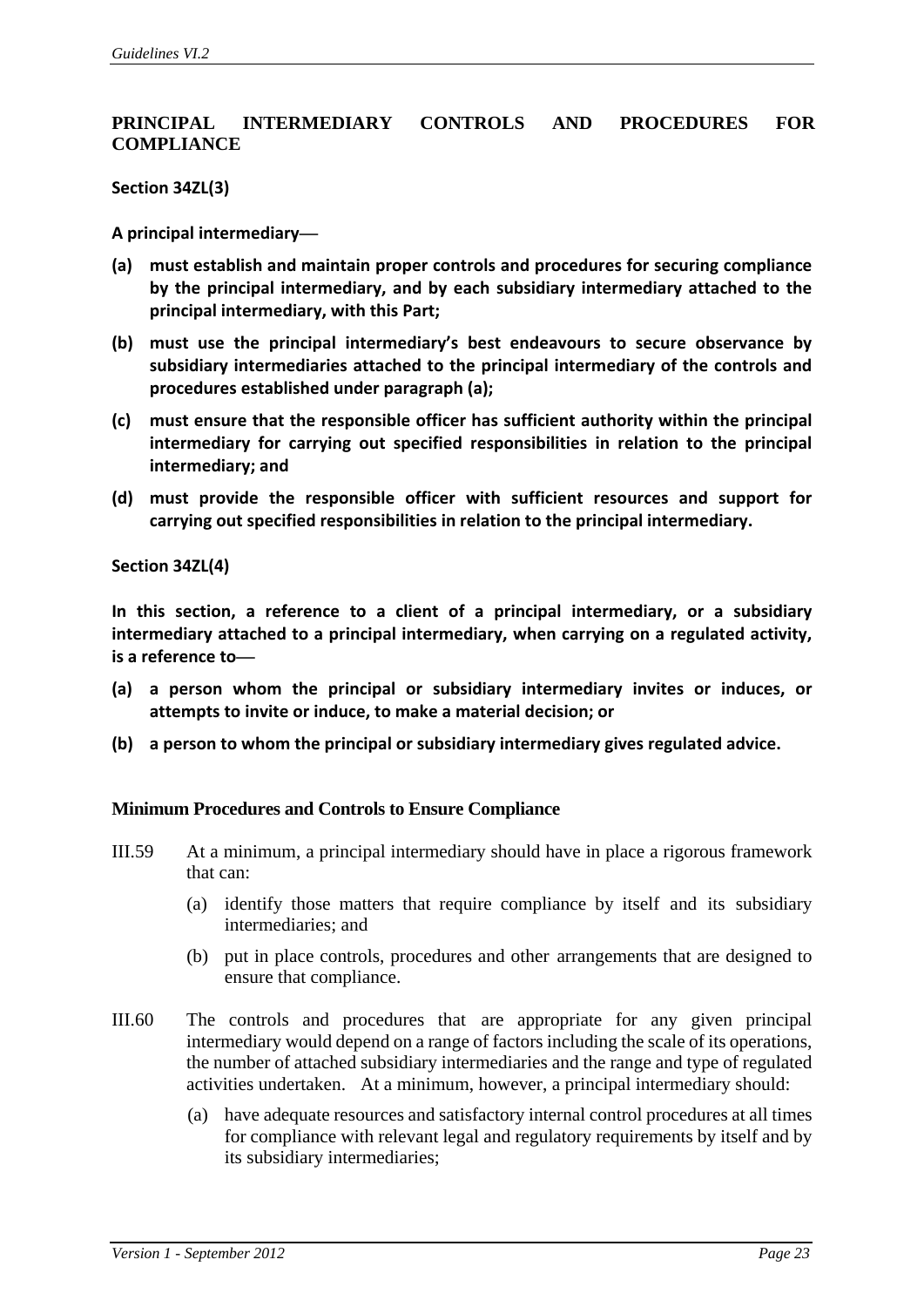## PRINCIPAL INTERMEDIARY CONTROLS AND PROCEDURES FOR COMPLIANCE

**Section 34ZL(3)**

**A principal intermediary—**

**(a) must establish and maintain proper controls and procedures for securing compliance by the principal intermediary, and by each subsidiary intermediary attached to the principal intermediary, with this Part;**

**(b) must use the principal intermediary's best endeavours to secure observance by subsidiary intermediaries attached to the principal intermediary of the controls and procedures established under paragraph (a);**

**(c) must ensure that the responsible officer has sufficient authority within the principal intermediary for carrying out specified responsibilities in relation to the principal intermediary; and**

**(d) must provide the responsible officer with sufficient resources and support for carrying out specified responsibilities in relation to the principal intermediary.**

**Section 34ZL(4)**

**In this section, a reference to a client of a principal intermediary, or a subsidiary intermediary attached to a principal intermediary, when carrying on a regulated activity, is a reference to—**

**(a) a person whom the principal or subsidiary intermediary invites or induces, or attempts to invite or induce, to make a material decision; or**

**(b) a person to whom the principal or subsidiary intermediary gives regulated advice.**

### Minimum Procedures and Controls to Ensure Compliance

III.59 At a minimum, a principal intermediary should have in place a rigorous framework that can:

(a) identify those matters that require compliance by itself and its subsidiary intermediaries; and

(b) put in place controls, procedures and other arrangements that are designed to ensure that compliance.

III.60 The controls and procedures that are appropriate for any given principal intermediary would depend on a range of factors including the scale of its operations, the number of attached subsidiary intermediaries and the range and type of regulated activities undertaken. At a minimum, however, a principal intermediary should:

(a) have adequate resources and satisfactory internal control procedures at all times for compliance with relevant legal and regulatory requirements by itself and by its subsidiary intermediaries;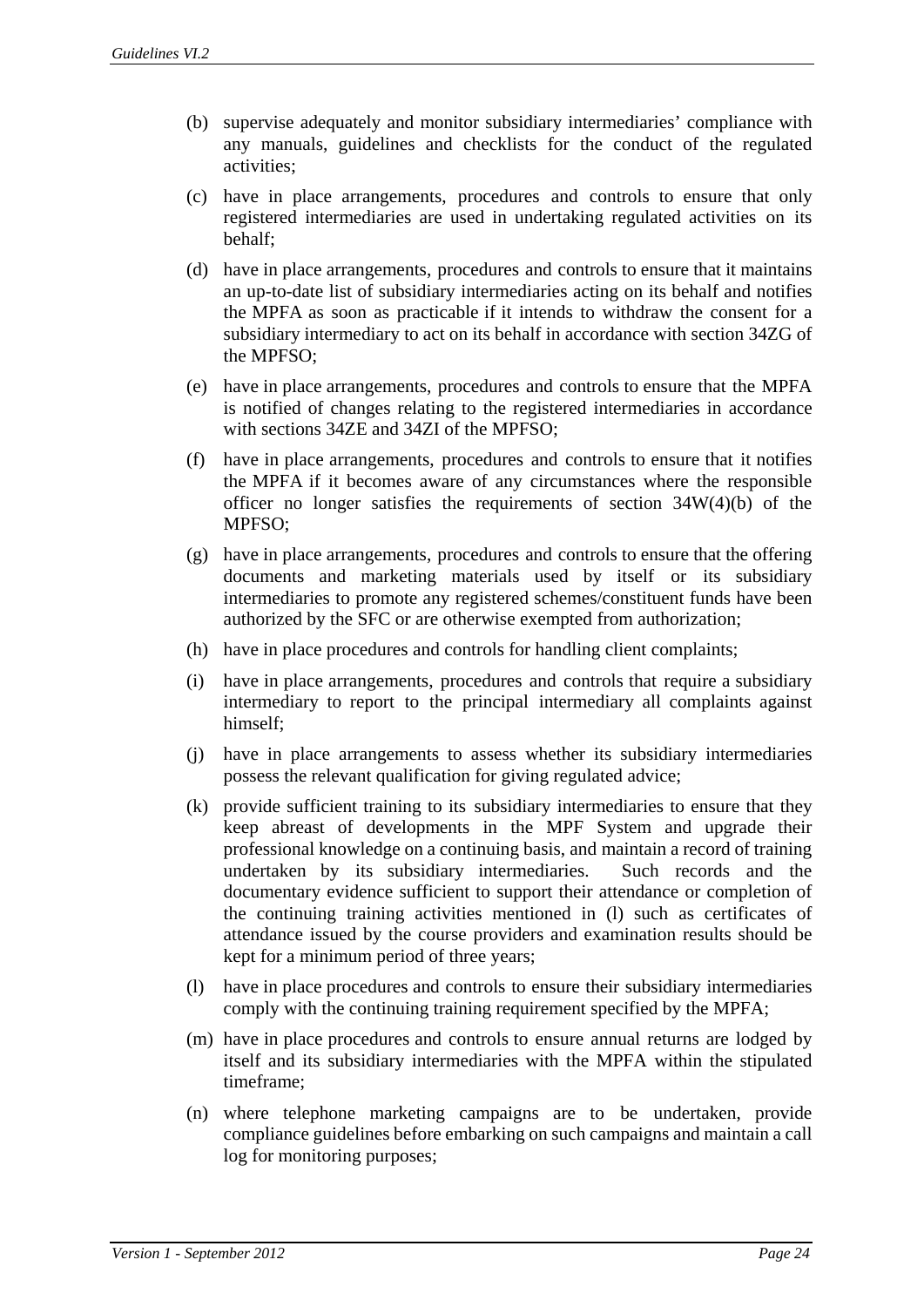(b) supervise adequately and monitor subsidiary intermediaries' compliance with any manuals, guidelines and checklists for the conduct of the regulated activities;

(c) have in place arrangements, procedures and controls to ensure that only registered intermediaries are used in undertaking regulated activities on its behalf;

(d) have in place arrangements, procedures and controls to ensure that it maintains an up-to-date list of subsidiary intermediaries acting on its behalf and notifies the MPFA as soon as practicable if it intends to withdraw the consent for a subsidiary intermediary to act on its behalf in accordance with section 34ZG of the MPFSO;

(e) have in place arrangements, procedures and controls to ensure that the MPFA is notified of changes relating to the registered intermediaries in accordance with sections 34ZE and 34ZI of the MPFSO;

(f) have in place arrangements, procedures and controls to ensure that it notifies the MPFA if it becomes aware of any circumstances where the responsible officer no longer satisfies the requirements of section 34W(4)(b) of the MPFSO;

(g) have in place arrangements, procedures and controls to ensure that the offering documents and marketing materials used by itself or its subsidiary intermediaries to promote any registered schemes/constituent funds have been authorized by the SFC or are otherwise exempted from authorization;

(h) have in place procedures and controls for handling client complaints;

(i) have in place arrangements, procedures and controls that require a subsidiary intermediary to report to the principal intermediary all complaints against himself;

(j) have in place arrangements to assess whether its subsidiary intermediaries possess the relevant qualification for giving regulated advice;

(k) provide sufficient training to its subsidiary intermediaries to ensure that they keep abreast of developments in the MPF System and upgrade their professional knowledge on a continuing basis, and maintain a record of training undertaken by its subsidiary intermediaries. Such records and the documentary evidence sufficient to support their attendance or completion of the continuing training activities mentioned in (l) such as certificates of attendance issued by the course providers and examination results should be kept for a minimum period of three years;

(l) have in place procedures and controls to ensure their subsidiary intermediaries comply with the continuing training requirement specified by the MPFA;

(m) have in place procedures and controls to ensure annual returns are lodged by itself and its subsidiary intermediaries with the MPFA within the stipulated timeframe;

(n) where telephone marketing campaigns are to be undertaken, provide compliance guidelines before embarking on such campaigns and maintain a call log for monitoring purposes;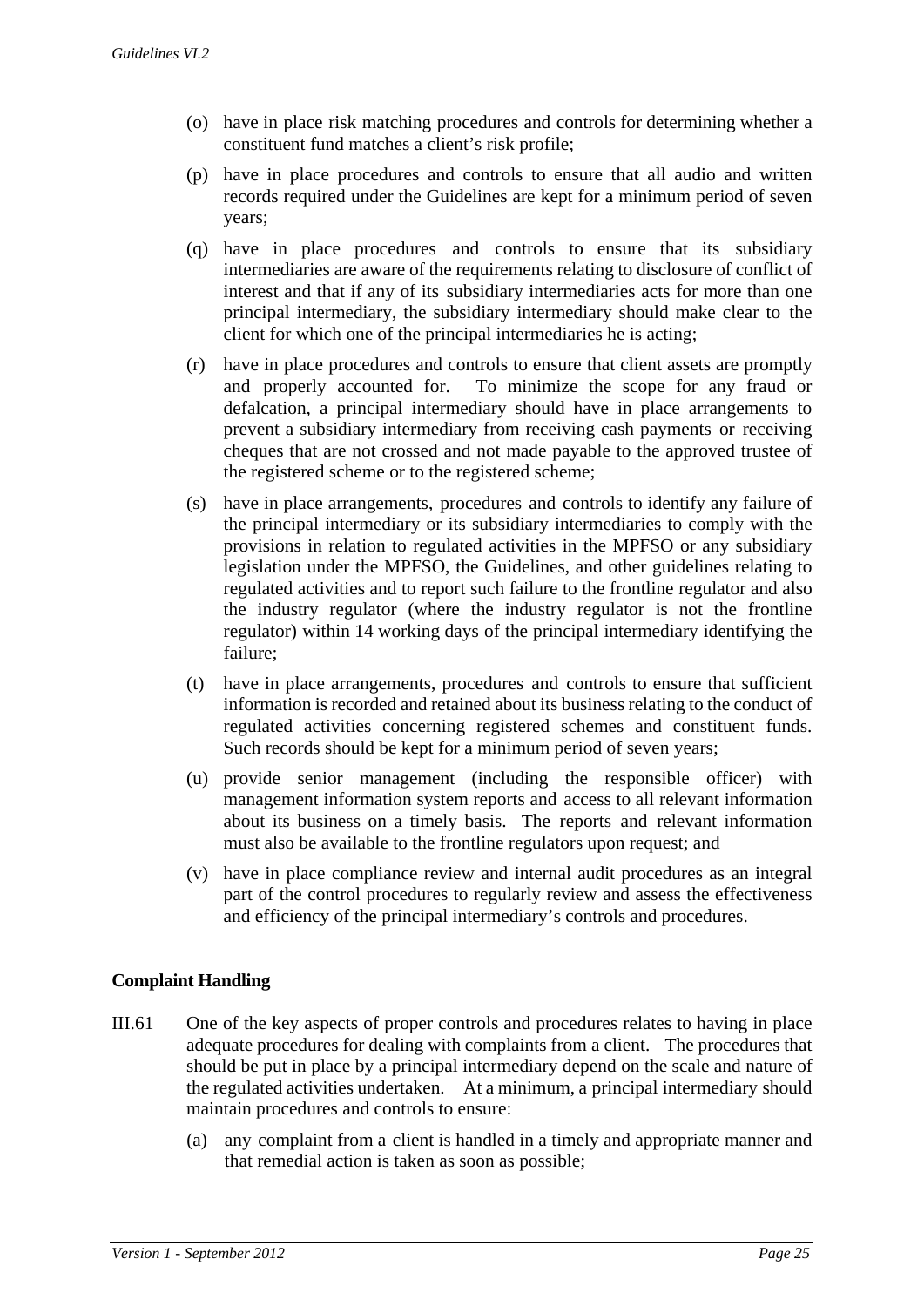(o) have in place risk matching procedures and controls for determining whether a constituent fund matches a client's risk profile;

(p) have in place procedures and controls to ensure that all audio and written records required under the Guidelines are kept for a minimum period of seven years;

(q) have in place procedures and controls to ensure that its subsidiary intermediaries are aware of the requirements relating to disclosure of conflict of interest and that if any of its subsidiary intermediaries acts for more than one principal intermediary, the subsidiary intermediary should make clear to the client for which one of the principal intermediaries he is acting;

(r) have in place procedures and controls to ensure that client assets are promptly and properly accounted for. To minimize the scope for any fraud or defalcation, a principal intermediary should have in place arrangements to prevent a subsidiary intermediary from receiving cash payments or receiving cheques that are not crossed and not made payable to the approved trustee of the registered scheme or to the registered scheme;

(s) have in place arrangements, procedures and controls to identify any failure of the principal intermediary or its subsidiary intermediaries to comply with the provisions in relation to regulated activities in the MPFSO or any subsidiary legislation under the MPFSO, the Guidelines, and other guidelines relating to regulated activities and to report such failure to the frontline regulator and also the industry regulator (where the industry regulator is not the frontline regulator) within 14 working days of the principal intermediary identifying the failure;

(t) have in place arrangements, procedures and controls to ensure that sufficient information is recorded and retained about its business relating to the conduct of regulated activities concerning registered schemes and constituent funds. Such records should be kept for a minimum period of seven years;

(u) provide senior management (including the responsible officer) with management information system reports and access to all relevant information about its business on a timely basis. The reports and relevant information must also be available to the frontline regulators upon request; and

(v) have in place compliance review and internal audit procedures as an integral part of the control procedures to regularly review and assess the effectiveness and efficiency of the principal intermediary's controls and procedures.

**Complaint Handling**

III.61 One of the key aspects of proper controls and procedures relates to having in place adequate procedures for dealing with complaints from a client. The procedures that should be put in place by a principal intermediary depend on the scale and nature of the regulated activities undertaken. At a minimum, a principal intermediary should maintain procedures and controls to ensure:

(a) any complaint from a client is handled in a timely and appropriate manner and that remedial action is taken as soon as possible;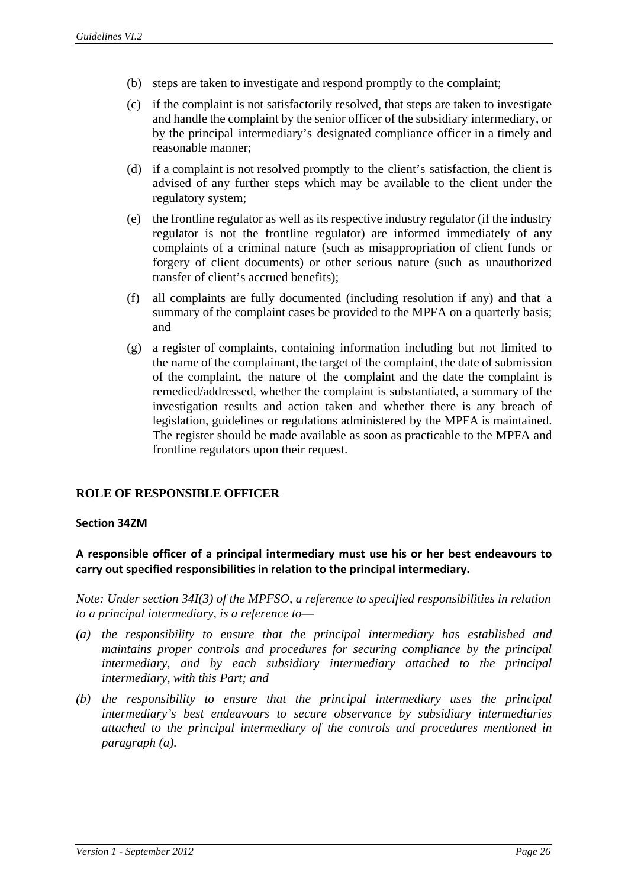(b) steps are taken to investigate and respond promptly to the complaint;

(c) if the complaint is not satisfactorily resolved, that steps are taken to investigate and handle the complaint by the senior officer of the subsidiary intermediary, or by the principal intermediary's designated compliance officer in a timely and reasonable manner;

(d) if a complaint is not resolved promptly to the client's satisfaction, the client is advised of any further steps which may be available to the client under the regulatory system;

(e) the frontline regulator as well as its respective industry regulator (if the industry regulator is not the frontline regulator) are informed immediately of any complaints of a criminal nature (such as misappropriation of client funds or forgery of client documents) or other serious nature (such as unauthorized transfer of client's accrued benefits);

(f) all complaints are fully documented (including resolution if any) and that a summary of the complaint cases be provided to the MPFA on a quarterly basis; and

(g) a register of complaints, containing information including but not limited to the name of the complainant, the target of the complaint, the date of submission of the complaint, the nature of the complaint and the date the complaint is remedied/addressed, whether the complaint is substantiated, a summary of the investigation results and action taken and whether there is any breach of legislation, guidelines or regulations administered by the MPFA is maintained. The register should be made available as soon as practicable to the MPFA and frontline regulators upon their request.

## ROLE OF RESPONSIBLE OFFICER

### Section 34ZM

**A responsible officer of a principal intermediary must use his or her best endeavours to carry out specified responsibilities in relation to the principal intermediary.**

*Note: Under section 34I(3) of the MPFSO, a reference to specified responsibilities in relation to a principal intermediary, is a reference to—*

*(a) the responsibility to ensure that the principal intermediary has established and maintains proper controls and procedures for securing compliance by the principal intermediary, and by each subsidiary intermediary attached to the principal intermediary, with this Part; and*

*(b) the responsibility to ensure that the principal intermediary uses the principal intermediary's best endeavours to secure observance by subsidiary intermediaries attached to the principal intermediary of the controls and procedures mentioned in paragraph (a).*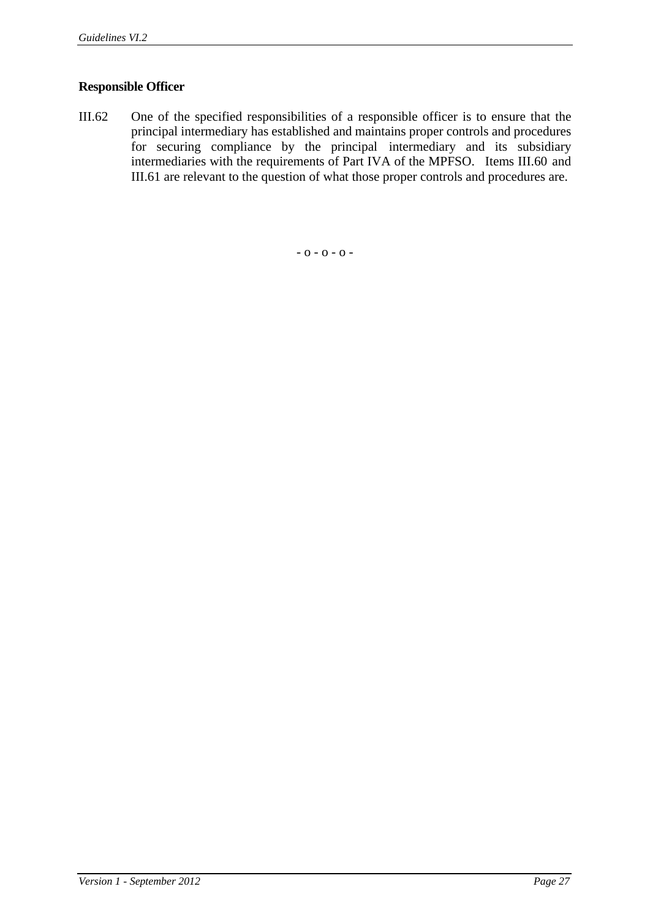**Responsible Officer**

III.62 One of the specified responsibilities of a responsible officer is to ensure that the principal intermediary has established and maintains proper controls and procedures for securing compliance by the principal intermediary and its subsidiary intermediaries with the requirements of Part IVA of the MPFSO. Items III.60 and III.61 are relevant to the question of what those proper controls and procedures are.

- o - o - o -